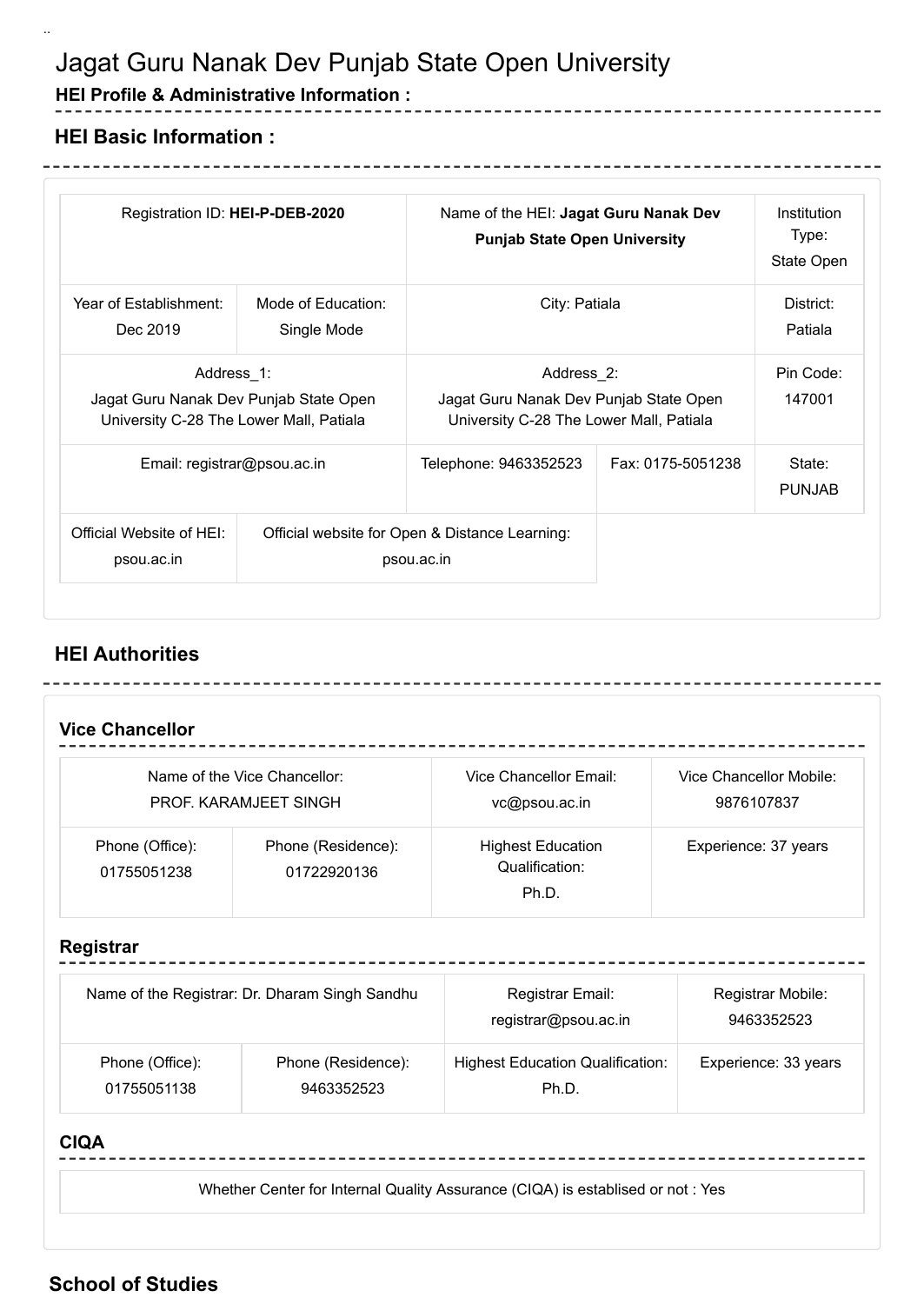# Jagat Guru Nanak Dev Punjab State Open University

### HEI Profile & Administrative Information :

## HEI Basic Information :

| Registration ID: **HEI-P-DEB-2020** | | Name of the HEI: **Jagat Guru Nanak Dev Punjab State Open University** | | Institution Type: State Open |
|---|---|---|---|---|
| Year of Establishment: Dec 2019 | Mode of Education: Single Mode | City: Patiala | | District: Patiala |
| Address_1: Jagat Guru Nanak Dev Punjab State Open University C-28 The Lower Mall, Patiala | | Address_2: Jagat Guru Nanak Dev Punjab State Open University C-28 The Lower Mall, Patiala | | Pin Code: 147001 |
| Email: registrar@psou.ac.in | | Telephone: 9463352523 | Fax: 0175-5051238 | State: PUNJAB |
| Official Website of HEI: psou.ac.in | Official website for Open & Distance Learning: psou.ac.in | | | |

## HEI Authorities

### Vice Chancellor

| Name of the Vice Chancellor: PROF. KARAMJEET SINGH | | Vice Chancellor Email: vc@psou.ac.in | Vice Chancellor Mobile: 9876107837 |
|---|---|---|---|
| Phone (Office): 01755051238 | Phone (Residence): 01722920136 | Highest Education Qualification: Ph.D. | Experience: 37 years |

### Registrar

| Name of the Registrar: Dr. Dharam Singh Sandhu | | Registrar Email: registrar@psou.ac.in | Registrar Mobile: 9463352523 |
|---|---|---|---|
| Phone (Office): 01755051138 | Phone (Residence): 9463352523 | Highest Education Qualification: Ph.D. | Experience: 33 years |

### CIQA

Whether Center for Internal Quality Assurance (CIQA) is establised or not : Yes

## School of Studies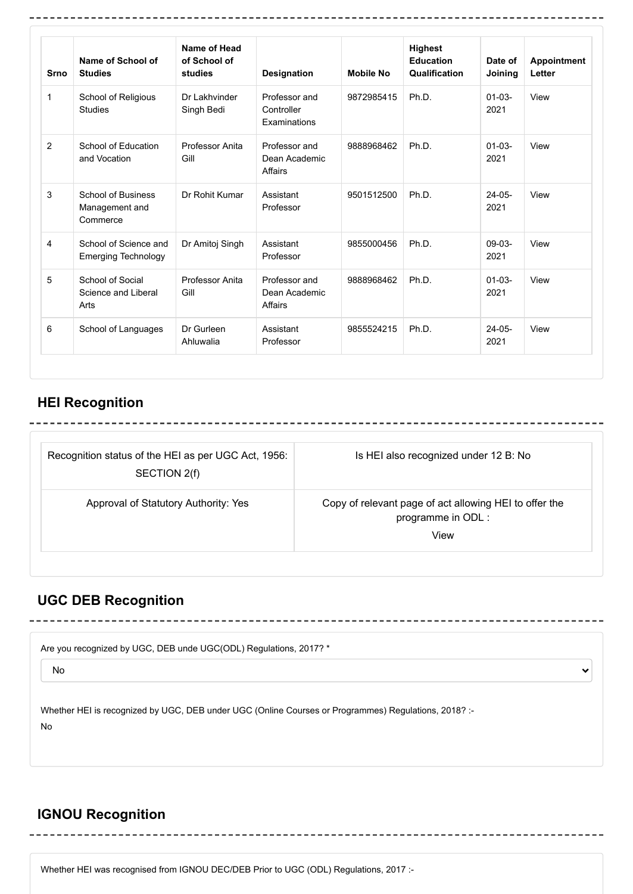| Srno | Name of School of Studies | Name of Head of School of studies | Designation | Mobile No | Highest Education Qualification | Date of Joining | Appointment Letter |
|---|---|---|---|---|---|---|---|
| 1 | School of Religious Studies | Dr Lakhvinder Singh Bedi | Professor and Controller Examinations | 9872985415 | Ph.D. | 01-03-2021 | View |
| 2 | School of Education and Vocation | Professor Anita Gill | Professor and Dean Academic Affairs | 9888968462 | Ph.D. | 01-03-2021 | View |
| 3 | School of Business Management and Commerce | Dr Rohit Kumar | Assistant Professor | 9501512500 | Ph.D. | 24-05-2021 | View |
| 4 | School of Science and Emerging Technology | Dr Amitoj Singh | Assistant Professor | 9855000456 | Ph.D. | 09-03-2021 | View |
| 5 | School of Social Science and Liberal Arts | Professor Anita Gill | Professor and Dean Academic Affairs | 9888968462 | Ph.D. | 01-03-2021 | View |
| 6 | School of Languages | Dr Gurleen Ahluwalia | Assistant Professor | 9855524215 | Ph.D. | 24-05-2021 | View |

## HEI Recognition

| Recognition status of the HEI as per UGC Act, 1956: SECTION 2(f) | Is HEI also recognized under 12 B: No |
|---|---|
| Approval of Statutory Authority: Yes | Copy of relevant page of act allowing HEI to offer the programme in ODL : View |

## UGC DEB Recognition

Are you recognized by UGC, DEB unde UGC(ODL) Regulations, 2017? *

No

Whether HEI is recognized by UGC, DEB under UGC (Online Courses or Programmes) Regulations, 2018? :-

No

## IGNOU Recognition

Whether HEI was recognised from IGNOU DEC/DEB Prior to UGC (ODL) Regulations, 2017 :-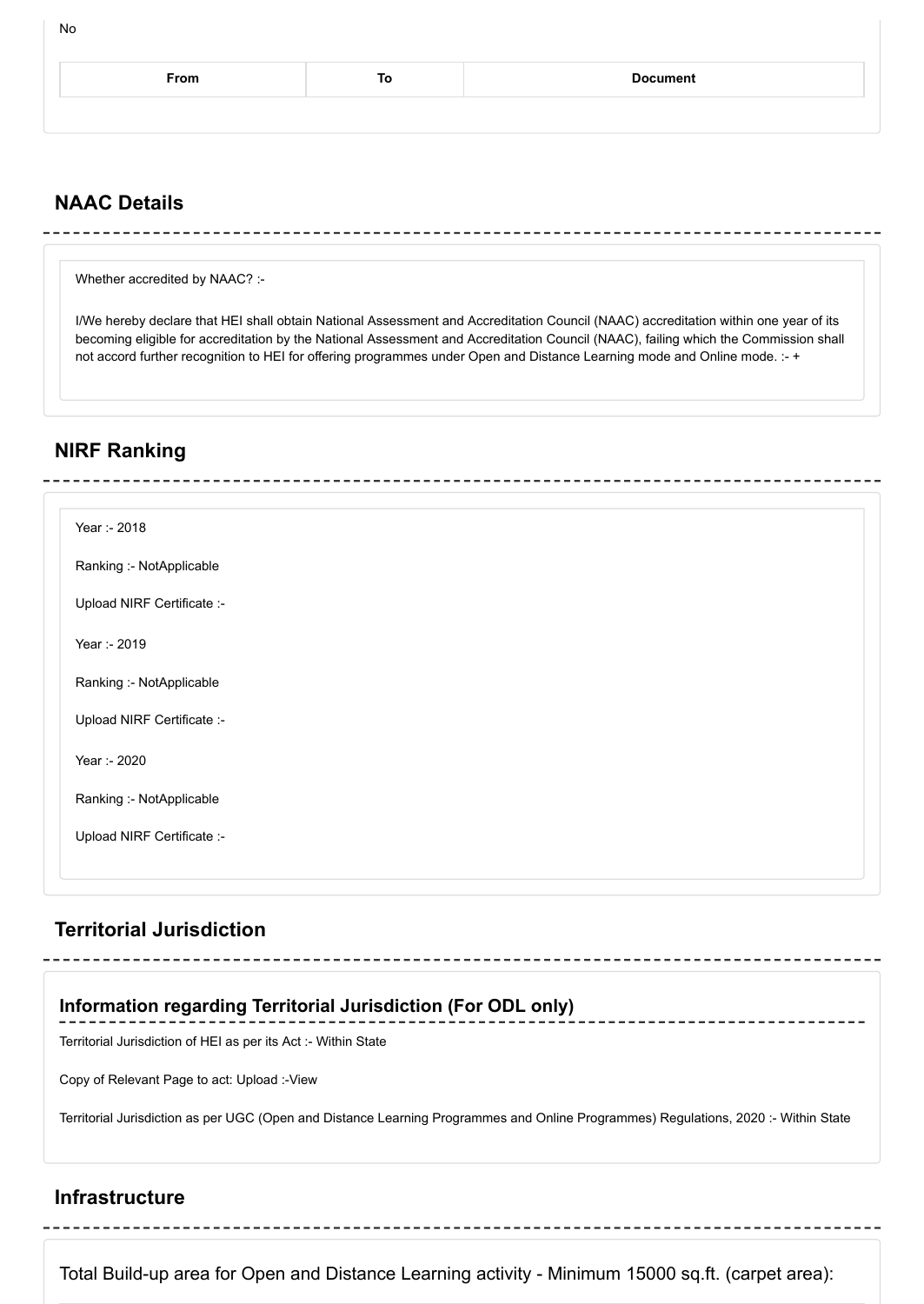No

| From | To | Document |
| --- | --- | --- |

## NAAC Details

Whether accredited by NAAC? :-

I/We hereby declare that HEI shall obtain National Assessment and Accreditation Council (NAAC) accreditation within one year of its becoming eligible for accreditation by the National Assessment and Accreditation Council (NAAC), failing which the Commission shall not accord further recognition to HEI for offering programmes under Open and Distance Learning mode and Online mode. :- +

## NIRF Ranking

Year :- 2018

Ranking :- NotApplicable

Upload NIRF Certificate :-

Year :- 2019

Ranking :- NotApplicable

Upload NIRF Certificate :-

Year :- 2020

Ranking :- NotApplicable

Upload NIRF Certificate :-

## Territorial Jurisdiction

### Information regarding Territorial Jurisdiction (For ODL only)

Territorial Jurisdiction of HEI as per its Act :- Within State

Copy of Relevant Page to act: Upload :-View

Territorial Jurisdiction as per UGC (Open and Distance Learning Programmes and Online Programmes) Regulations, 2020 :- Within State

## Infrastructure

Total Build-up area for Open and Distance Learning activity - Minimum 15000 sq.ft. (carpet area):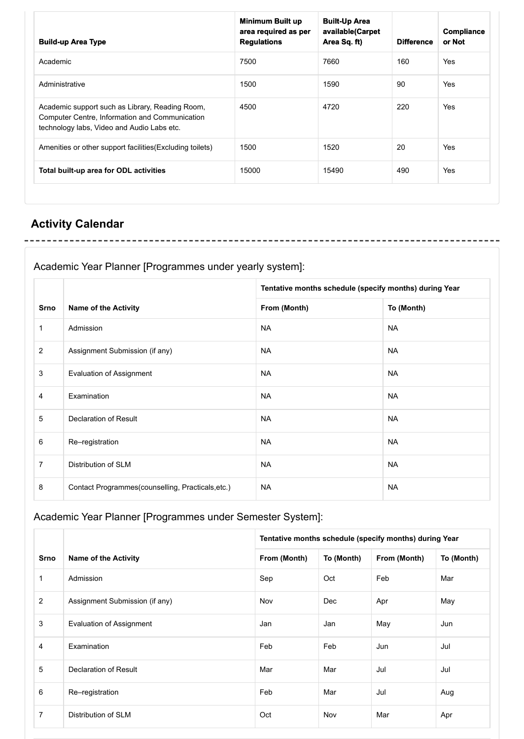| Build-up Area Type | Minimum Built up area required as per Regulations | Built-Up Area available(Carpet Area Sq. ft) | Difference | Compliance or Not |
|---|---|---|---|---|
| Academic | 7500 | 7660 | 160 | Yes |
| Administrative | 1500 | 1590 | 90 | Yes |
| Academic support such as Library, Reading Room, Computer Centre, Information and Communication technology labs, Video and Audio Labs etc. | 4500 | 4720 | 220 | Yes |
| Amenities or other support facilities(Excluding toilets) | 1500 | 1520 | 20 | Yes |
| **Total built-up area for ODL activities** | 15000 | 15490 | 490 | Yes |

## Activity Calendar

### Academic Year Planner [Programmes under yearly system]:

| Srno | Name of the Activity | Tentative months schedule (specify months) during Year | |
|---|---|---|---|
| | | From (Month) | To (Month) |
| 1 | Admission | NA | NA |
| 2 | Assignment Submission (if any) | NA | NA |
| 3 | Evaluation of Assignment | NA | NA |
| 4 | Examination | NA | NA |
| 5 | Declaration of Result | NA | NA |
| 6 | Re–registration | NA | NA |
| 7 | Distribution of SLM | NA | NA |
| 8 | Contact Programmes(counselling, Practicals,etc.) | NA | NA |

### Academic Year Planner [Programmes under Semester System]:

| Srno | Name of the Activity | Tentative months schedule (specify months) during Year | | | |
|---|---|---|---|---|---|
| | | From (Month) | To (Month) | From (Month) | To (Month) |
| 1 | Admission | Sep | Oct | Feb | Mar |
| 2 | Assignment Submission (if any) | Nov | Dec | Apr | May |
| 3 | Evaluation of Assignment | Jan | Jan | May | Jun |
| 4 | Examination | Feb | Feb | Jun | Jul |
| 5 | Declaration of Result | Mar | Mar | Jul | Jul |
| 6 | Re–registration | Feb | Mar | Jul | Aug |
| 7 | Distribution of SLM | Oct | Nov | Mar | Apr |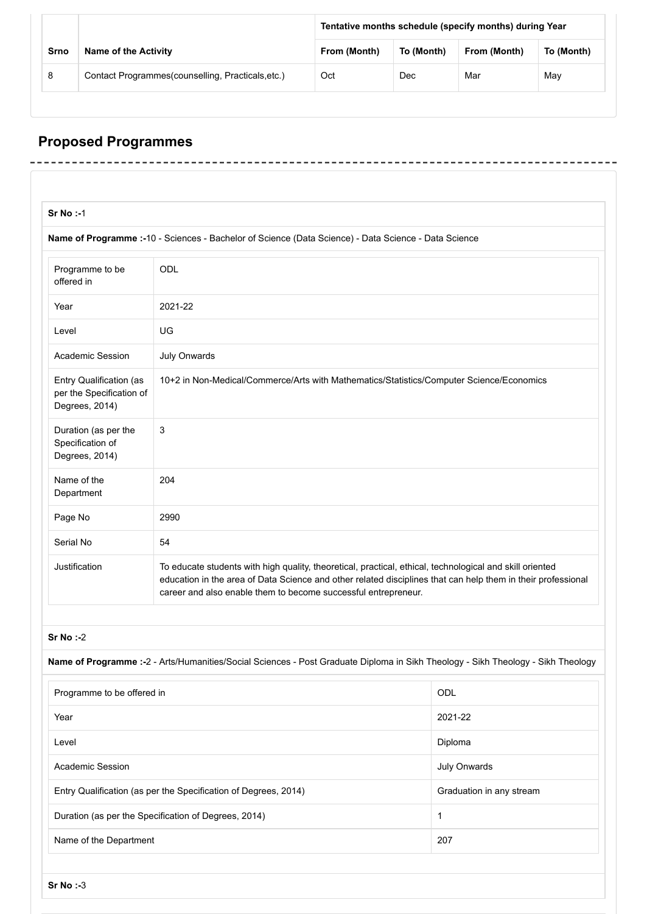| Srno | Name of the Activity | Tentative months schedule (specify months) during Year | | | |
|---|---|---|---|---|---|
| | | From (Month) | To (Month) | From (Month) | To (Month) |
| 8 | Contact Programmes(counselling, Practicals,etc.) | Oct | Dec | Mar | May |

## Proposed Programmes

**Sr No :-**1

**Name of Programme :-**10 - Sciences - Bachelor of Science (Data Science) - Data Science - Data Science

| | |
|---|---|
| Programme to be offered in | ODL |
| Year | 2021-22 |
| Level | UG |
| Academic Session | July Onwards |
| Entry Qualification (as per the Specification of Degrees, 2014) | 10+2 in Non-Medical/Commerce/Arts with Mathematics/Statistics/Computer Science/Economics |
| Duration (as per the Specification of Degrees, 2014) | 3 |
| Name of the Department | 204 |
| Page No | 2990 |
| Serial No | 54 |
| Justification | To educate students with high quality, theoretical, practical, ethical, technological and skill oriented education in the area of Data Science and other related disciplines that can help them in their professional career and also enable them to become successful entrepreneur. |

**Sr No :-**2

**Name of Programme :-**2 - Arts/Humanities/Social Sciences - Post Graduate Diploma in Sikh Theology - Sikh Theology - Sikh Theology

| | |
|---|---|
| Programme to be offered in | ODL |
| Year | 2021-22 |
| Level | Diploma |
| Academic Session | July Onwards |
| Entry Qualification (as per the Specification of Degrees, 2014) | Graduation in any stream |
| Duration (as per the Specification of Degrees, 2014) | 1 |
| Name of the Department | 207 |

**Sr No :-**3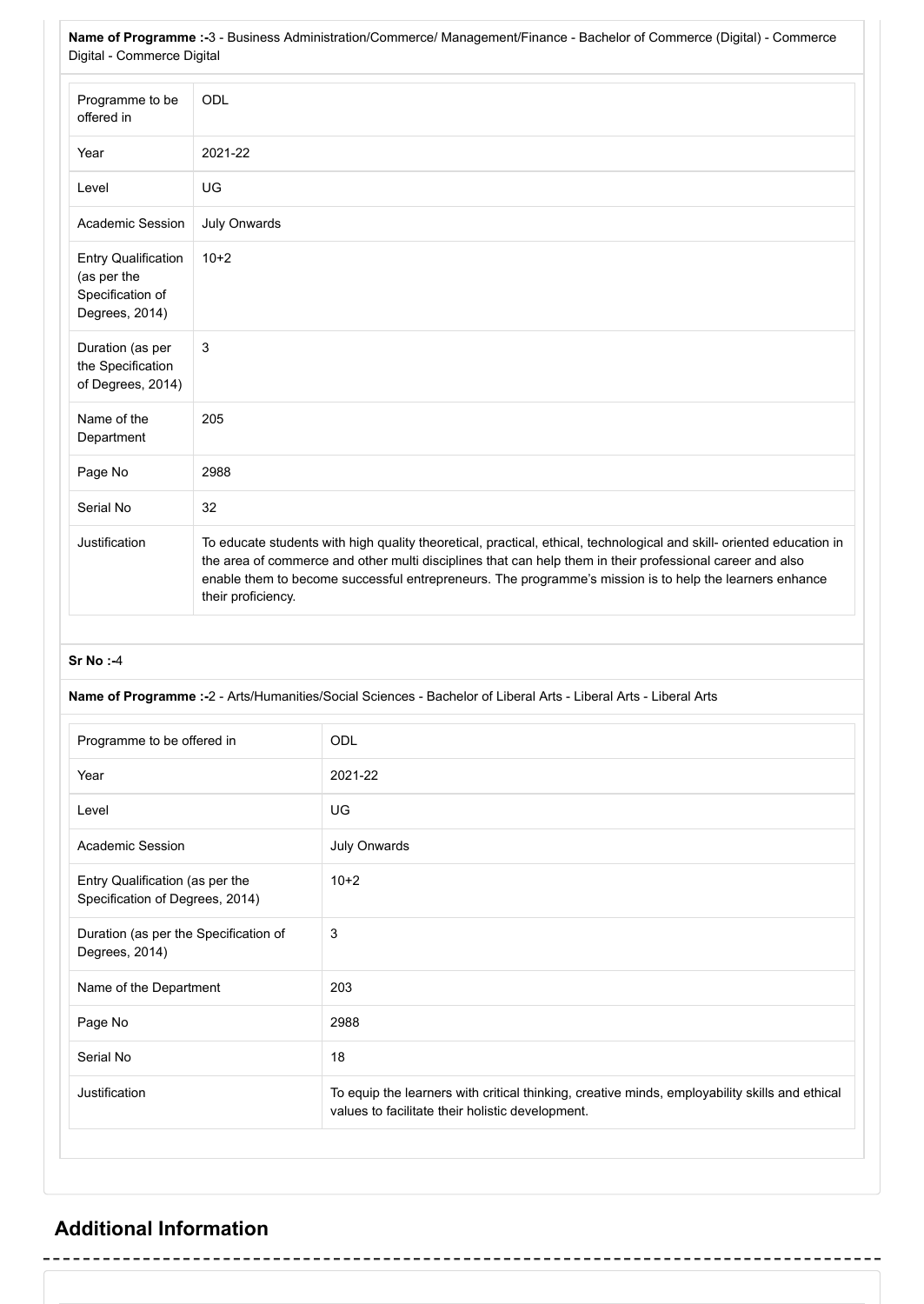**Name of Programme :-**3 - Business Administration/Commerce/ Management/Finance - Bachelor of Commerce (Digital) - Commerce Digital - Commerce Digital

| | |
|---|---|
| Programme to be offered in | ODL |
| Year | 2021-22 |
| Level | UG |
| Academic Session | July Onwards |
| Entry Qualification (as per the Specification of Degrees, 2014) | 10+2 |
| Duration (as per the Specification of Degrees, 2014) | 3 |
| Name of the Department | 205 |
| Page No | 2988 |
| Serial No | 32 |
| Justification | To educate students with high quality theoretical, practical, ethical, technological and skill- oriented education in the area of commerce and other multi disciplines that can help them in their professional career and also enable them to become successful entrepreneurs. The programme's mission is to help the learners enhance their proficiency. |

**Sr No :-**4

**Name of Programme :-**2 - Arts/Humanities/Social Sciences - Bachelor of Liberal Arts - Liberal Arts - Liberal Arts

| | |
|---|---|
| Programme to be offered in | ODL |
| Year | 2021-22 |
| Level | UG |
| Academic Session | July Onwards |
| Entry Qualification (as per the Specification of Degrees, 2014) | 10+2 |
| Duration (as per the Specification of Degrees, 2014) | 3 |
| Name of the Department | 203 |
| Page No | 2988 |
| Serial No | 18 |
| Justification | To equip the learners with critical thinking, creative minds, employability skills and ethical values to facilitate their holistic development. |

## Additional Information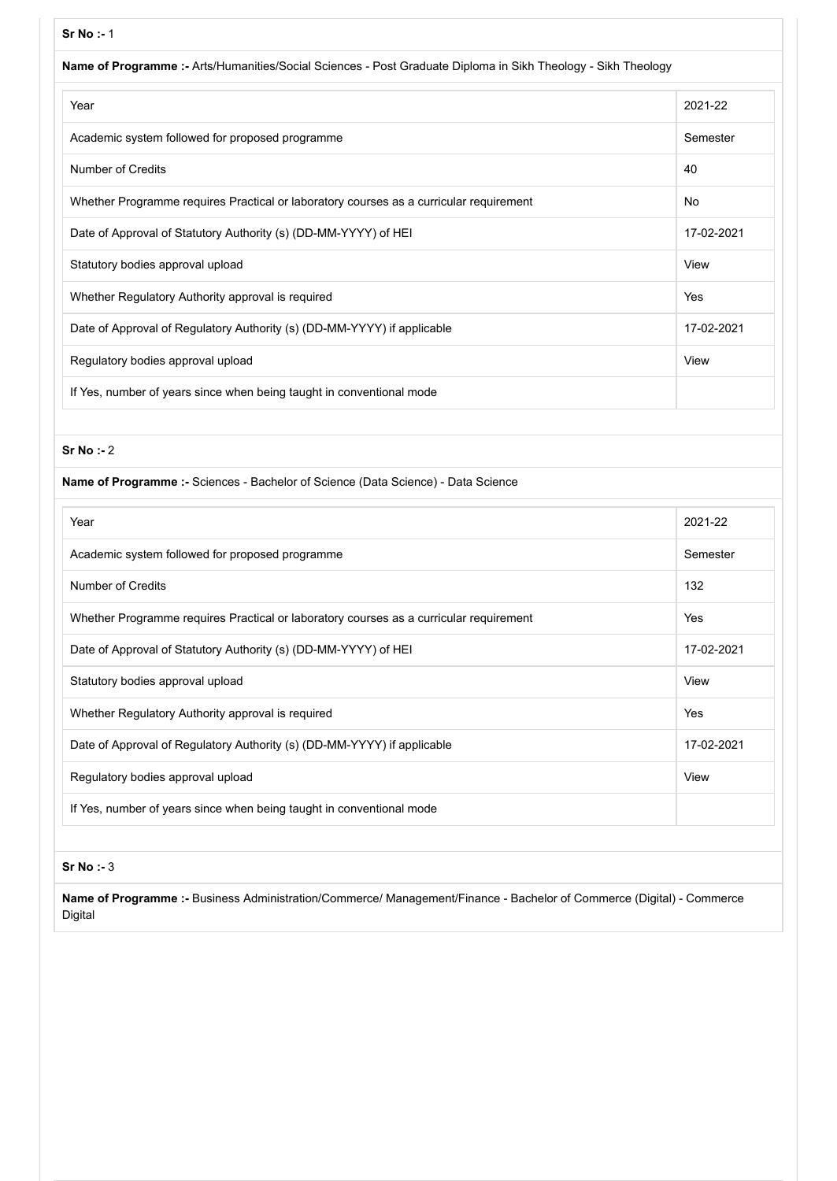**Sr No :-** 1

**Name of Programme :-** Arts/Humanities/Social Sciences - Post Graduate Diploma in Sikh Theology - Sikh Theology

| | |
|---|---|
| Year | 2021-22 |
| Academic system followed for proposed programme | Semester |
| Number of Credits | 40 |
| Whether Programme requires Practical or laboratory courses as a curricular requirement | No |
| Date of Approval of Statutory Authority (s) (DD-MM-YYYY) of HEI | 17-02-2021 |
| Statutory bodies approval upload | View |
| Whether Regulatory Authority approval is required | Yes |
| Date of Approval of Regulatory Authority (s) (DD-MM-YYYY) if applicable | 17-02-2021 |
| Regulatory bodies approval upload | View |
| If Yes, number of years since when being taught in conventional mode | |

**Sr No :-** 2

**Name of Programme :-** Sciences - Bachelor of Science (Data Science) - Data Science

| | |
|---|---|
| Year | 2021-22 |
| Academic system followed for proposed programme | Semester |
| Number of Credits | 132 |
| Whether Programme requires Practical or laboratory courses as a curricular requirement | Yes |
| Date of Approval of Statutory Authority (s) (DD-MM-YYYY) of HEI | 17-02-2021 |
| Statutory bodies approval upload | View |
| Whether Regulatory Authority approval is required | Yes |
| Date of Approval of Regulatory Authority (s) (DD-MM-YYYY) if applicable | 17-02-2021 |
| Regulatory bodies approval upload | View |
| If Yes, number of years since when being taught in conventional mode | |

**Sr No :-** 3

**Name of Programme :-** Business Administration/Commerce/ Management/Finance - Bachelor of Commerce (Digital) - Commerce Digital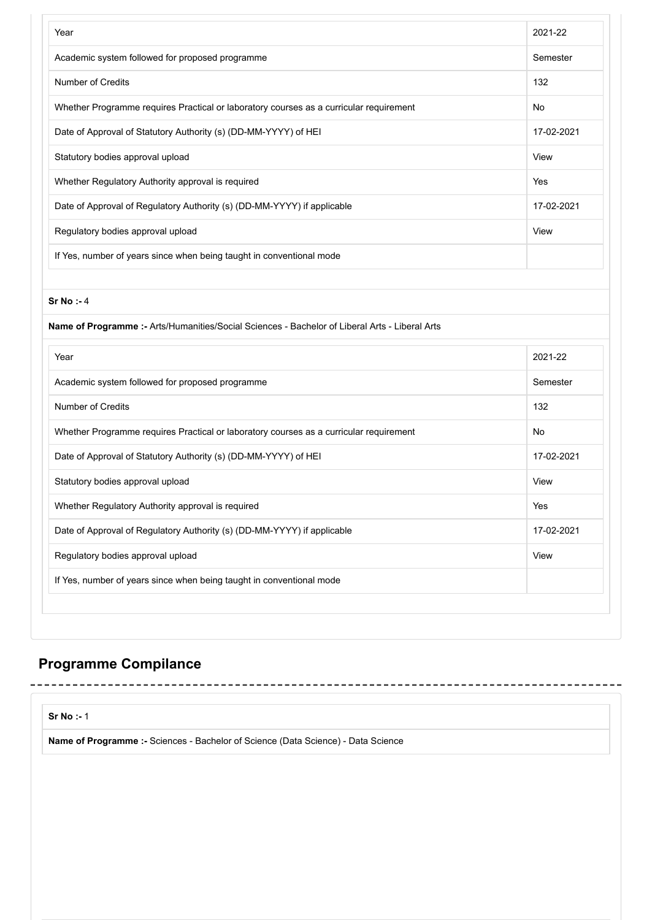| Year | 2021-22 |
|---|---|
| Academic system followed for proposed programme | Semester |
| Number of Credits | 132 |
| Whether Programme requires Practical or laboratory courses as a curricular requirement | No |
| Date of Approval of Statutory Authority (s) (DD-MM-YYYY) of HEI | 17-02-2021 |
| Statutory bodies approval upload | View |
| Whether Regulatory Authority approval is required | Yes |
| Date of Approval of Regulatory Authority (s) (DD-MM-YYYY) if applicable | 17-02-2021 |
| Regulatory bodies approval upload | View |
| If Yes, number of years since when being taught in conventional mode | |

**Sr No :-** 4

**Name of Programme :-** Arts/Humanities/Social Sciences - Bachelor of Liberal Arts - Liberal Arts

| Year | 2021-22 |
|---|---|
| Academic system followed for proposed programme | Semester |
| Number of Credits | 132 |
| Whether Programme requires Practical or laboratory courses as a curricular requirement | No |
| Date of Approval of Statutory Authority (s) (DD-MM-YYYY) of HEI | 17-02-2021 |
| Statutory bodies approval upload | View |
| Whether Regulatory Authority approval is required | Yes |
| Date of Approval of Regulatory Authority (s) (DD-MM-YYYY) if applicable | 17-02-2021 |
| Regulatory bodies approval upload | View |
| If Yes, number of years since when being taught in conventional mode | |

## Programme Compilance

**Sr No :-** 1

**Name of Programme :-** Sciences - Bachelor of Science (Data Science) - Data Science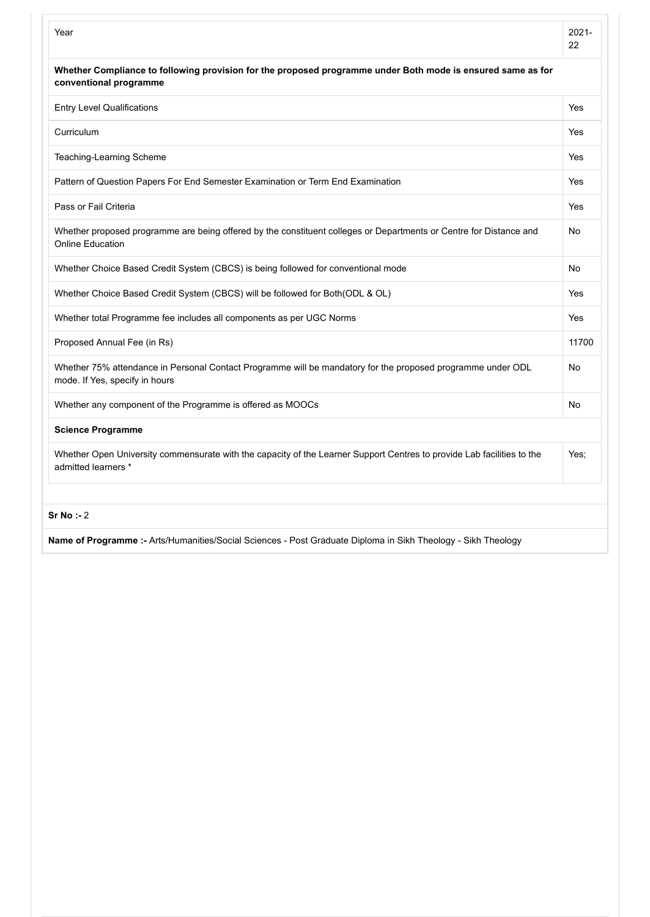| Year | 2021-22 |
|---|---|
| **Whether Compliance to following provision for the proposed programme under Both mode is ensured same as for conventional programme** | |
| Entry Level Qualifications | Yes |
| Curriculum | Yes |
| Teaching-Learning Scheme | Yes |
| Pattern of Question Papers For End Semester Examination or Term End Examination | Yes |
| Pass or Fail Criteria | Yes |
| Whether proposed programme are being offered by the constituent colleges or Departments or Centre for Distance and Online Education | No |
| Whether Choice Based Credit System (CBCS) is being followed for conventional mode | No |
| Whether Choice Based Credit System (CBCS) will be followed for Both(ODL & OL) | Yes |
| Whether total Programme fee includes all components as per UGC Norms | Yes |
| Proposed Annual Fee (in Rs) | 11700 |
| Whether 75% attendance in Personal Contact Programme will be mandatory for the proposed programme under ODL mode. If Yes, specify in hours | No |
| Whether any component of the Programme is offered as MOOCs | No |
| **Science Programme** | |
| Whether Open University commensurate with the capacity of the Learner Support Centres to provide Lab facilities to the admitted learners * | Yes; |

**Sr No :-** 2

**Name of Programme :-** Arts/Humanities/Social Sciences - Post Graduate Diploma in Sikh Theology - Sikh Theology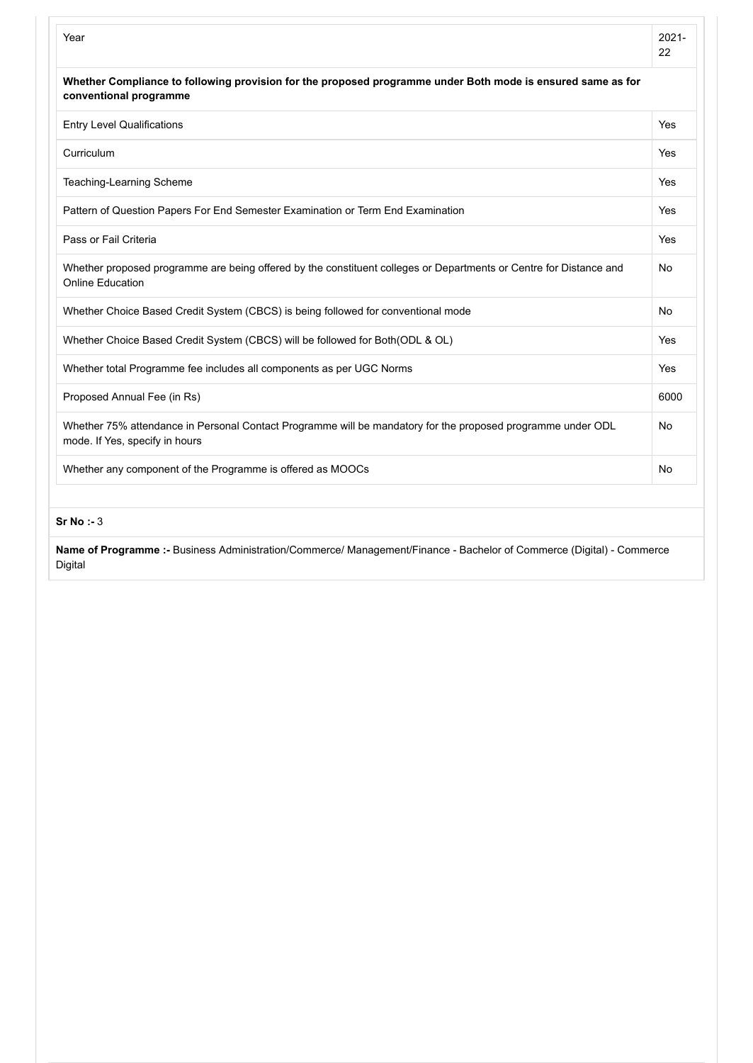| Year | 2021-22 |
|---|---|
| **Whether Compliance to following provision for the proposed programme under Both mode is ensured same as for conventional programme** | |
| Entry Level Qualifications | Yes |
| Curriculum | Yes |
| Teaching-Learning Scheme | Yes |
| Pattern of Question Papers For End Semester Examination or Term End Examination | Yes |
| Pass or Fail Criteria | Yes |
| Whether proposed programme are being offered by the constituent colleges or Departments or Centre for Distance and Online Education | No |
| Whether Choice Based Credit System (CBCS) is being followed for conventional mode | No |
| Whether Choice Based Credit System (CBCS) will be followed for Both(ODL & OL) | Yes |
| Whether total Programme fee includes all components as per UGC Norms | Yes |
| Proposed Annual Fee (in Rs) | 6000 |
| Whether 75% attendance in Personal Contact Programme will be mandatory for the proposed programme under ODL mode. If Yes, specify in hours | No |
| Whether any component of the Programme is offered as MOOCs | No |

**Sr No :-** 3

**Name of Programme :-** Business Administration/Commerce/ Management/Finance - Bachelor of Commerce (Digital) - Commerce Digital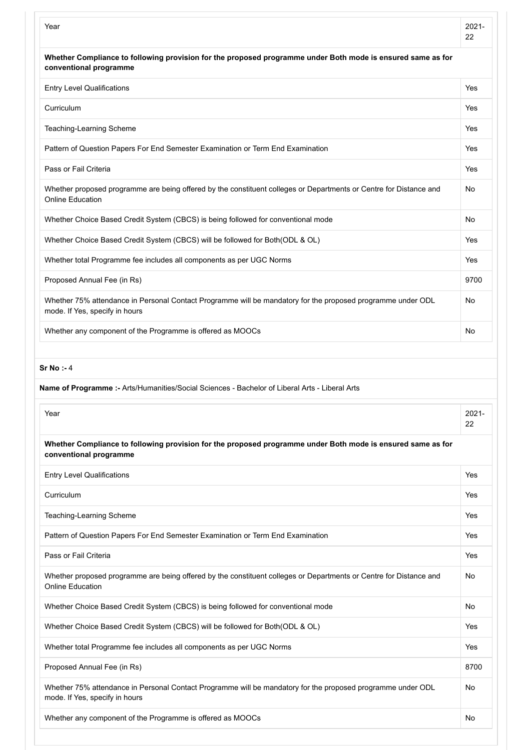| Year | 2021-22 |
|---|---|
| **Whether Compliance to following provision for the proposed programme under Both mode is ensured same as for conventional programme** | |
| Entry Level Qualifications | Yes |
| Curriculum | Yes |
| Teaching-Learning Scheme | Yes |
| Pattern of Question Papers For End Semester Examination or Term End Examination | Yes |
| Pass or Fail Criteria | Yes |
| Whether proposed programme are being offered by the constituent colleges or Departments or Centre for Distance and Online Education | No |
| Whether Choice Based Credit System (CBCS) is being followed for conventional mode | No |
| Whether Choice Based Credit System (CBCS) will be followed for Both(ODL & OL) | Yes |
| Whether total Programme fee includes all components as per UGC Norms | Yes |
| Proposed Annual Fee (in Rs) | 9700 |
| Whether 75% attendance in Personal Contact Programme will be mandatory for the proposed programme under ODL mode. If Yes, specify in hours | No |
| Whether any component of the Programme is offered as MOOCs | No |

**Sr No :-** 4

**Name of Programme :-** Arts/Humanities/Social Sciences - Bachelor of Liberal Arts - Liberal Arts

| Year | 2021-22 |
|---|---|
| **Whether Compliance to following provision for the proposed programme under Both mode is ensured same as for conventional programme** | |
| Entry Level Qualifications | Yes |
| Curriculum | Yes |
| Teaching-Learning Scheme | Yes |
| Pattern of Question Papers For End Semester Examination or Term End Examination | Yes |
| Pass or Fail Criteria | Yes |
| Whether proposed programme are being offered by the constituent colleges or Departments or Centre for Distance and Online Education | No |
| Whether Choice Based Credit System (CBCS) is being followed for conventional mode | No |
| Whether Choice Based Credit System (CBCS) will be followed for Both(ODL & OL) | Yes |
| Whether total Programme fee includes all components as per UGC Norms | Yes |
| Proposed Annual Fee (in Rs) | 8700 |
| Whether 75% attendance in Personal Contact Programme will be mandatory for the proposed programme under ODL mode. If Yes, specify in hours | No |
| Whether any component of the Programme is offered as MOOCs | No |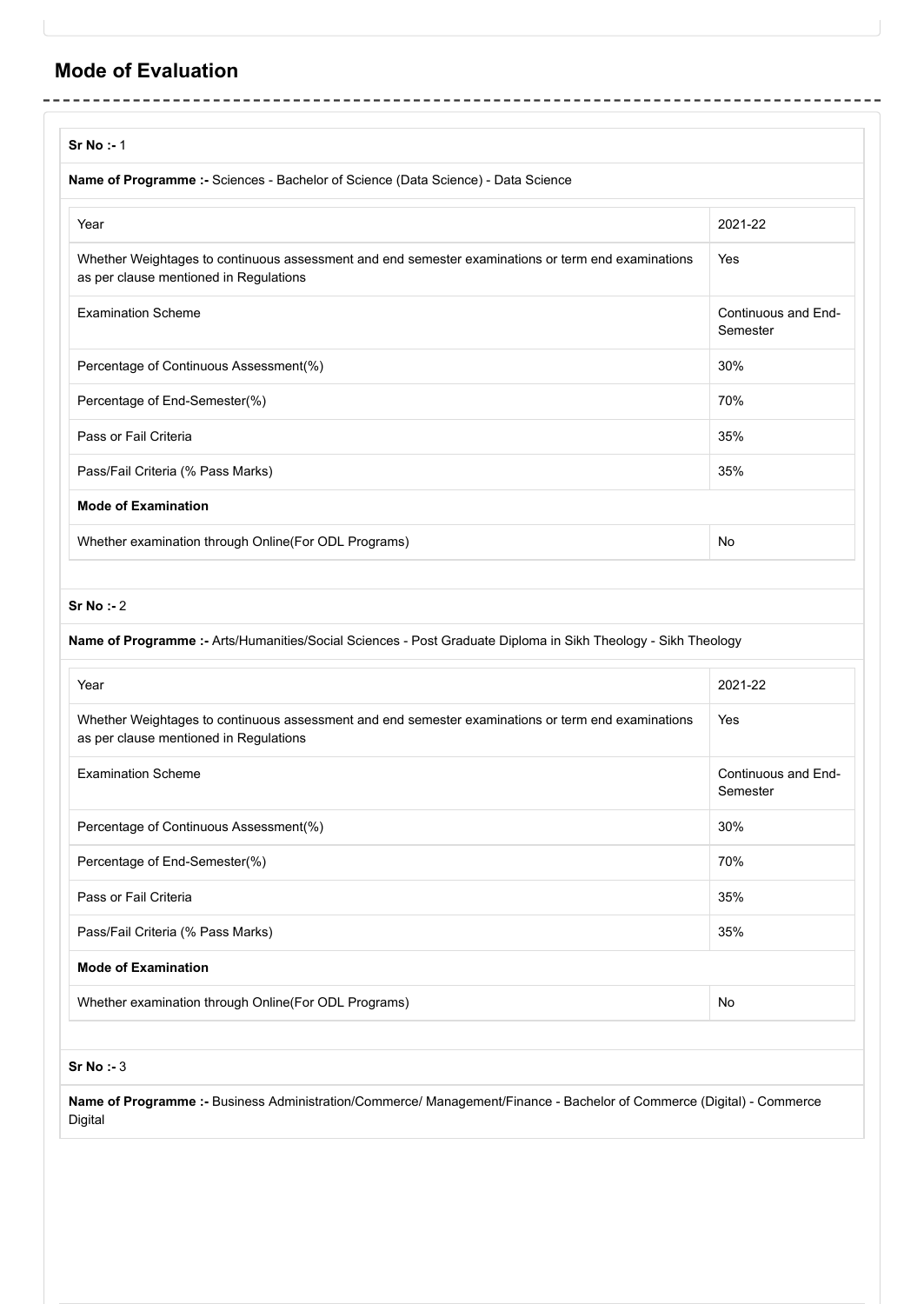## Mode of Evaluation

**Sr No :-** 1

**Name of Programme :-** Sciences - Bachelor of Science (Data Science) - Data Science

| Year | 2021-22 |
|---|---|
| Whether Weightages to continuous assessment and end semester examinations or term end examinations as per clause mentioned in Regulations | Yes |
| Examination Scheme | Continuous and End-Semester |
| Percentage of Continuous Assessment(%) | 30% |
| Percentage of End-Semester(%) | 70% |
| Pass or Fail Criteria | 35% |
| Pass/Fail Criteria (% Pass Marks) | 35% |
| **Mode of Examination** | |
| Whether examination through Online(For ODL Programs) | No |

**Sr No :-** 2

**Name of Programme :-** Arts/Humanities/Social Sciences - Post Graduate Diploma in Sikh Theology - Sikh Theology

| Year | 2021-22 |
|---|---|
| Whether Weightages to continuous assessment and end semester examinations or term end examinations as per clause mentioned in Regulations | Yes |
| Examination Scheme | Continuous and End-Semester |
| Percentage of Continuous Assessment(%) | 30% |
| Percentage of End-Semester(%) | 70% |
| Pass or Fail Criteria | 35% |
| Pass/Fail Criteria (% Pass Marks) | 35% |
| **Mode of Examination** | |
| Whether examination through Online(For ODL Programs) | No |

**Sr No :-** 3

**Name of Programme :-** Business Administration/Commerce/ Management/Finance - Bachelor of Commerce (Digital) - Commerce Digital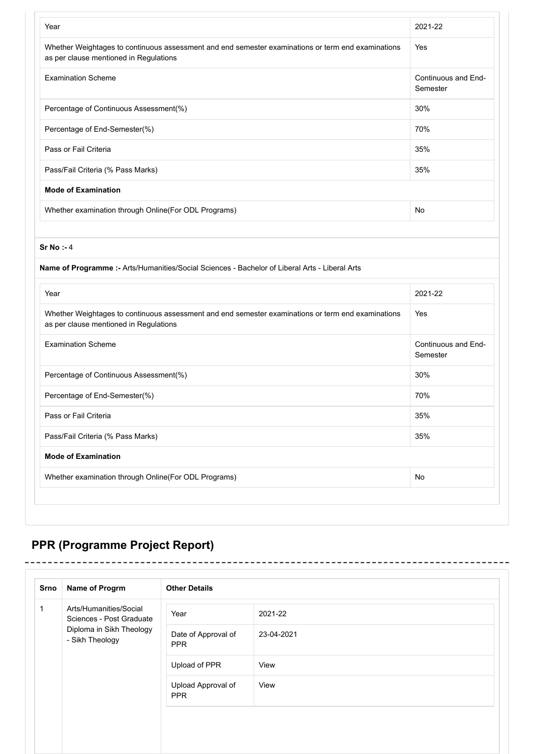| Year | 2021-22 |
| --- | --- |
| Whether Weightages to continuous assessment and end semester examinations or term end examinations as per clause mentioned in Regulations | Yes |
| Examination Scheme | Continuous and End-Semester |
| Percentage of Continuous Assessment(%) | 30% |
| Percentage of End-Semester(%) | 70% |
| Pass or Fail Criteria | 35% |
| Pass/Fail Criteria (% Pass Marks) | 35% |
| **Mode of Examination** | |
| Whether examination through Online(For ODL Programs) | No |

**Sr No :-** 4

**Name of Programme :-** Arts/Humanities/Social Sciences - Bachelor of Liberal Arts - Liberal Arts

| Year | 2021-22 |
| --- | --- |
| Whether Weightages to continuous assessment and end semester examinations or term end examinations as per clause mentioned in Regulations | Yes |
| Examination Scheme | Continuous and End-Semester |
| Percentage of Continuous Assessment(%) | 30% |
| Percentage of End-Semester(%) | 70% |
| Pass or Fail Criteria | 35% |
| Pass/Fail Criteria (% Pass Marks) | 35% |
| **Mode of Examination** | |
| Whether examination through Online(For ODL Programs) | No |

## PPR (Programme Project Report)

| Srno | Name of Progrm | Other Details | |
| --- | --- | --- | --- |
| 1 | Arts/Humanities/Social Sciences - Post Graduate Diploma in Sikh Theology - Sikh Theology | Year | 2021-22 |
| | | Date of Approval of PPR | 23-04-2021 |
| | | Upload of PPR | View |
| | | Upload Approval of PPR | View |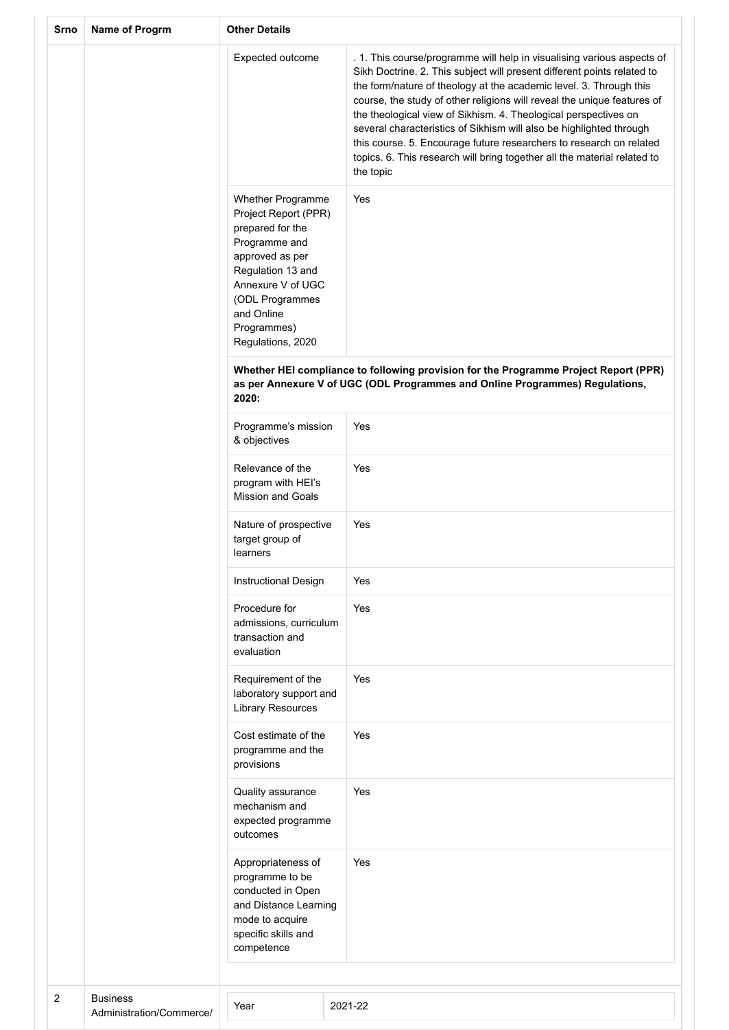| Srno | Name of Progrm | Other Details | |
|---|---|---|---|
| | | Expected outcome | . 1. This course/programme will help in visualising various aspects of Sikh Doctrine. 2. This subject will present different points related to the form/nature of theology at the academic level. 3. Through this course, the study of other religions will reveal the unique features of the theological view of Sikhism. 4. Theological perspectives on several characteristics of Sikhism will also be highlighted through this course. 5. Encourage future researchers to research on related topics. 6. This research will bring together all the material related to the topic |
| | | Whether Programme Project Report (PPR) prepared for the Programme and approved as per Regulation 13 and Annexure V of UGC (ODL Programmes and Online Programmes) Regulations, 2020 | Yes |
| | | **Whether HEI compliance to following provision for the Programme Project Report (PPR) as per Annexure V of UGC (ODL Programmes and Online Programmes) Regulations, 2020:** | |
| | | Programme's mission & objectives | Yes |
| | | Relevance of the program with HEI's Mission and Goals | Yes |
| | | Nature of prospective target group of learners | Yes |
| | | Instructional Design | Yes |
| | | Procedure for admissions, curriculum transaction and evaluation | Yes |
| | | Requirement of the laboratory support and Library Resources | Yes |
| | | Cost estimate of the programme and the provisions | Yes |
| | | Quality assurance mechanism and expected programme outcomes | Yes |
| | | Appropriateness of programme to be conducted in Open and Distance Learning mode to acquire specific skills and competence | Yes |
| 2 | Business Administration/Commerce/ | Year | 2021-22 |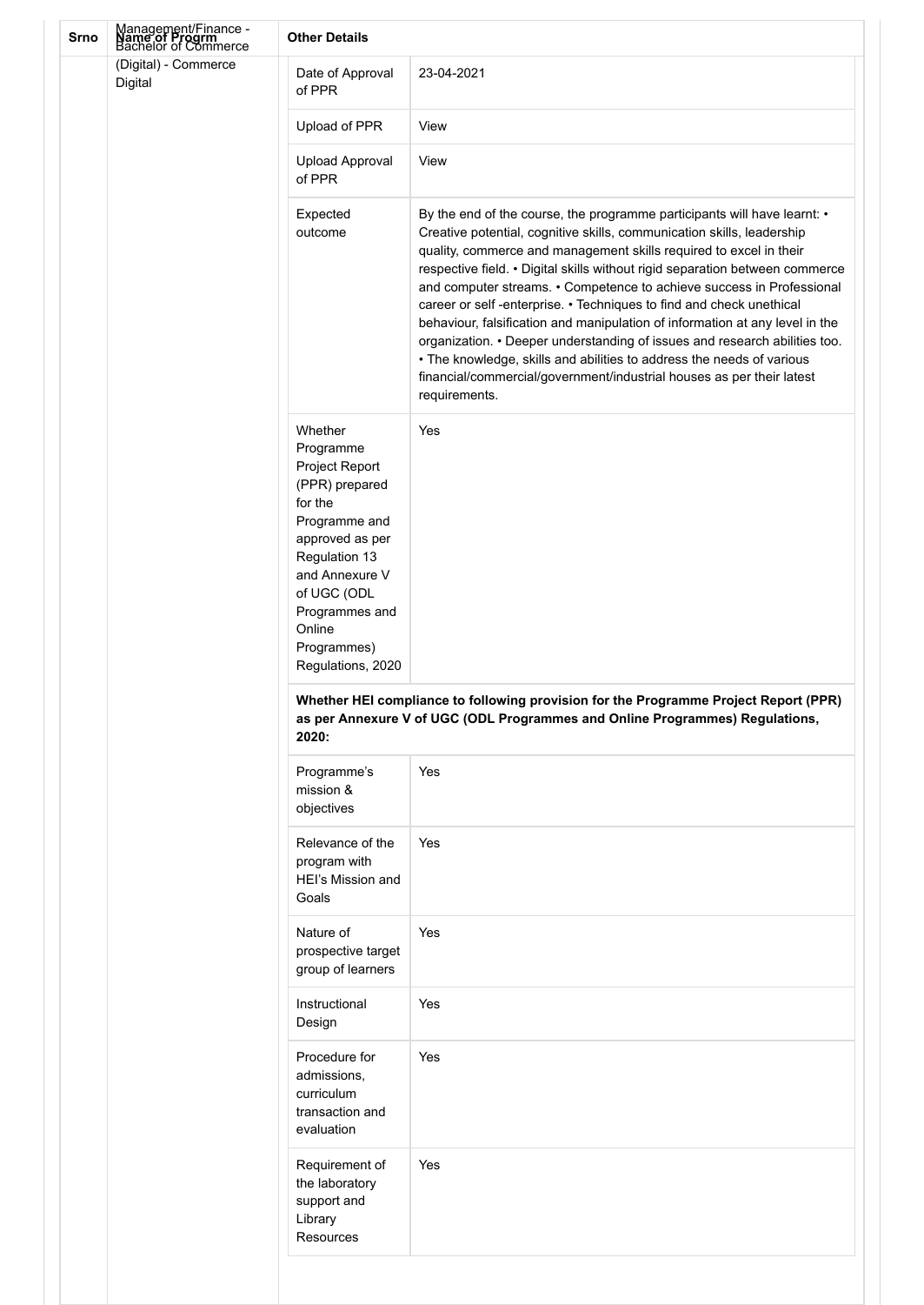| Srno | Name of Progrm | Other Details | |
|---|---|---|---|
| | Management/Finance - Bachelor of Commerce (Digital) - Commerce Digital | Date of Approval of PPR | 23-04-2021 |
| | | Upload of PPR | View |
| | | Upload Approval of PPR | View |
| | | Expected outcome | By the end of the course, the programme participants will have learnt: • Creative potential, cognitive skills, communication skills, leadership quality, commerce and management skills required to excel in their respective field. • Digital skills without rigid separation between commerce and computer streams. • Competence to achieve success in Professional career or self -enterprise. • Techniques to find and check unethical behaviour, falsification and manipulation of information at any level in the organization. • Deeper understanding of issues and research abilities too. • The knowledge, skills and abilities to address the needs of various financial/commercial/government/industrial houses as per their latest requirements. |
| | | Whether Programme Project Report (PPR) prepared for the Programme and approved as per Regulation 13 and Annexure V of UGC (ODL Programmes and Online Programmes) Regulations, 2020 | Yes |
| | | **Whether HEI compliance to following provision for the Programme Project Report (PPR) as per Annexure V of UGC (ODL Programmes and Online Programmes) Regulations, 2020:** | |
| | | Programme's mission & objectives | Yes |
| | | Relevance of the program with HEI's Mission and Goals | Yes |
| | | Nature of prospective target group of learners | Yes |
| | | Instructional Design | Yes |
| | | Procedure for admissions, curriculum transaction and evaluation | Yes |
| | | Requirement of the laboratory support and Library Resources | Yes |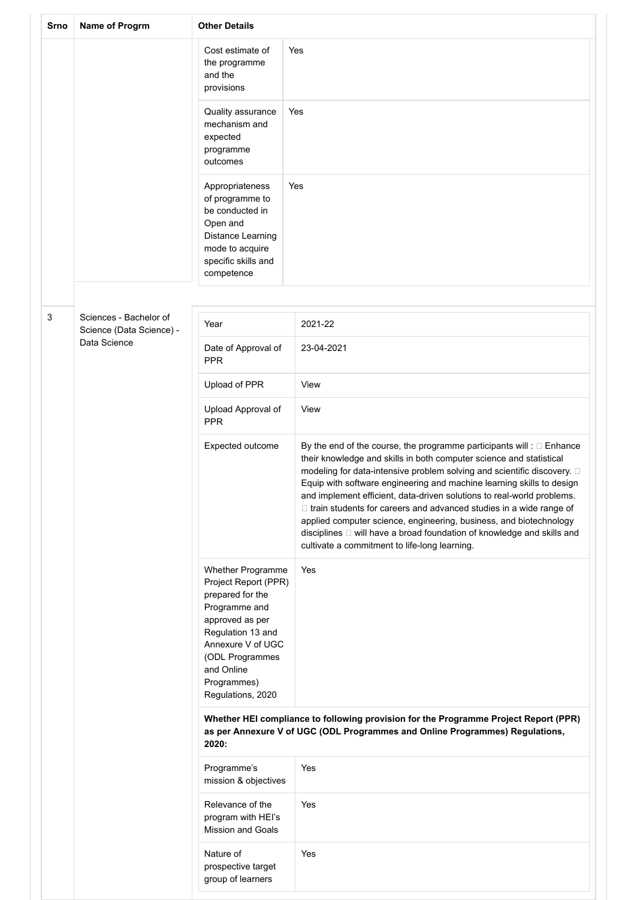| Srno | Name of Progrm | Other Details | |
|---|---|---|---|
| | | Cost estimate of the programme and the provisions | Yes |
| | | Quality assurance mechanism and expected programme outcomes | Yes |
| | | Appropriateness of programme to be conducted in Open and Distance Learning mode to acquire specific skills and competence | Yes |
| 3 | Sciences - Bachelor of Science (Data Science) - Data Science | Year | 2021-22 |
| | | Date of Approval of PPR | 23-04-2021 |
| | | Upload of PPR | View |
| | | Upload Approval of PPR | View |
| | | Expected outcome | By the end of the course, the programme participants will :  Enhance their knowledge and skills in both computer science and statistical modeling for data-intensive problem solving and scientific discovery.  Equip with software engineering and machine learning skills to design and implement efficient, data-driven solutions to real-world problems.  train students for careers and advanced studies in a wide range of applied computer science, engineering, business, and biotechnology disciplines  will have a broad foundation of knowledge and skills and cultivate a commitment to life-long learning. |
| | | Whether Programme Project Report (PPR) prepared for the Programme and approved as per Regulation 13 and Annexure V of UGC (ODL Programmes and Online Programmes) Regulations, 2020 | Yes |
| | | **Whether HEI compliance to following provision for the Programme Project Report (PPR) as per Annexure V of UGC (ODL Programmes and Online Programmes) Regulations, 2020:** | |
| | | Programme's mission & objectives | Yes |
| | | Relevance of the program with HEI's Mission and Goals | Yes |
| | | Nature of prospective target group of learners | Yes |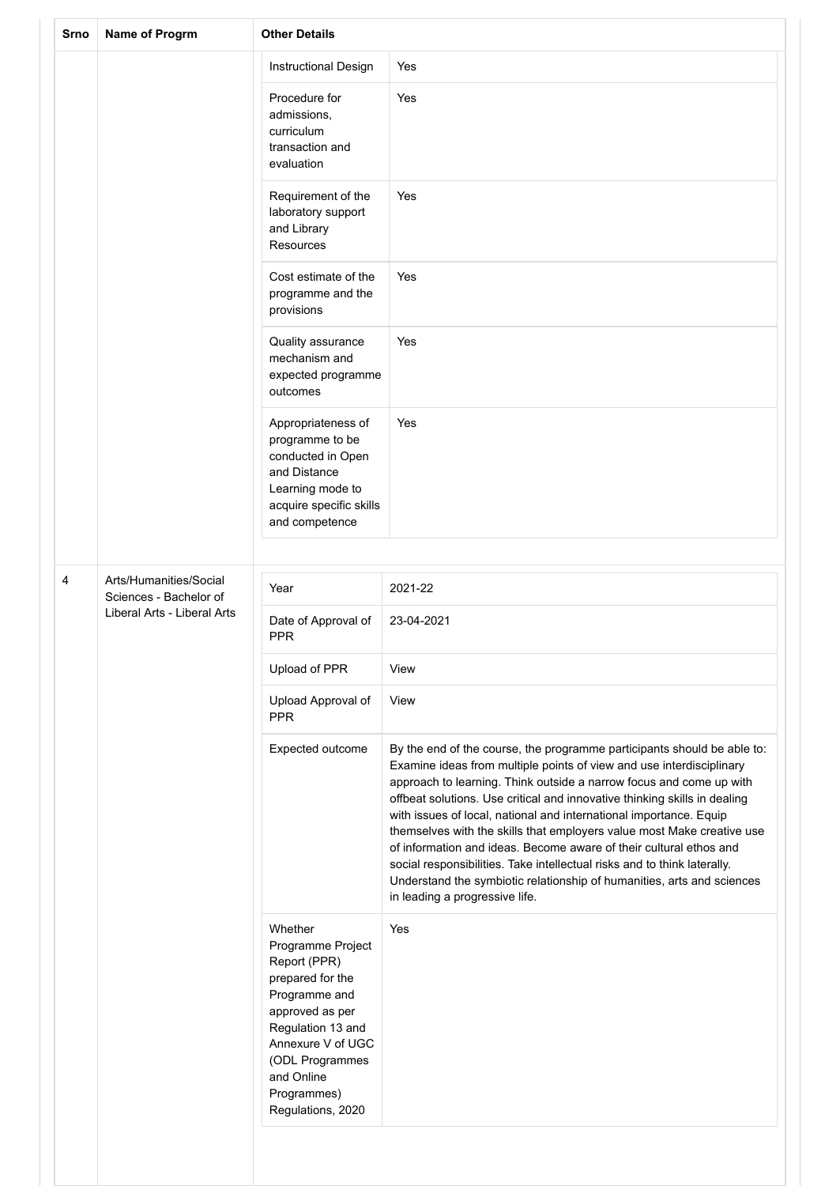| Srno | Name of Progrm | Other Details | |
|---|---|---|---|
| | | Instructional Design | Yes |
| | | Procedure for admissions, curriculum transaction and evaluation | Yes |
| | | Requirement of the laboratory support and Library Resources | Yes |
| | | Cost estimate of the programme and the provisions | Yes |
| | | Quality assurance mechanism and expected programme outcomes | Yes |
| | | Appropriateness of programme to be conducted in Open and Distance Learning mode to acquire specific skills and competence | Yes |
| 4 | Arts/Humanities/Social Sciences - Bachelor of Liberal Arts - Liberal Arts | Year | 2021-22 |
| | | Date of Approval of PPR | 23-04-2021 |
| | | Upload of PPR | View |
| | | Upload Approval of PPR | View |
| | | Expected outcome | By the end of the course, the programme participants should be able to: Examine ideas from multiple points of view and use interdisciplinary approach to learning. Think outside a narrow focus and come up with offbeat solutions. Use critical and innovative thinking skills in dealing with issues of local, national and international importance. Equip themselves with the skills that employers value most Make creative use of information and ideas. Become aware of their cultural ethos and social responsibilities. Take intellectual risks and to think laterally. Understand the symbiotic relationship of humanities, arts and sciences in leading a progressive life. |
| | | Whether Programme Project Report (PPR) prepared for the Programme and approved as per Regulation 13 and Annexure V of UGC (ODL Programmes and Online Programmes) Regulations, 2020 | Yes |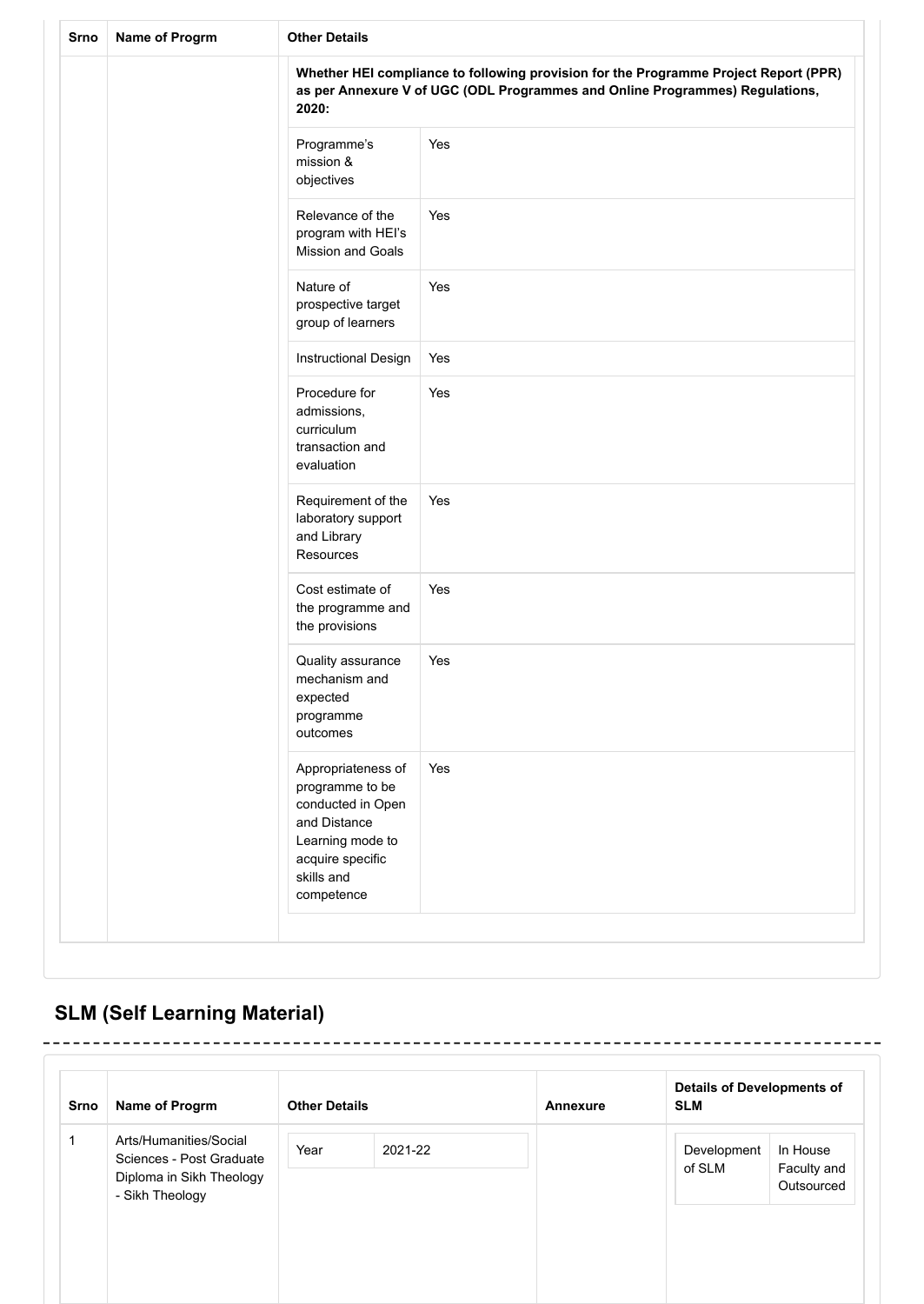| Srno | Name of Progrm | Other Details | |
|---|---|---|---|
| | | **Whether HEI compliance to following provision for the Programme Project Report (PPR) as per Annexure V of UGC (ODL Programmes and Online Programmes) Regulations, 2020:** | |
| | | Programme's mission & objectives | Yes |
| | | Relevance of the program with HEI's Mission and Goals | Yes |
| | | Nature of prospective target group of learners | Yes |
| | | Instructional Design | Yes |
| | | Procedure for admissions, curriculum transaction and evaluation | Yes |
| | | Requirement of the laboratory support and Library Resources | Yes |
| | | Cost estimate of the programme and the provisions | Yes |
| | | Quality assurance mechanism and expected programme outcomes | Yes |
| | | Appropriateness of programme to be conducted in Open and Distance Learning mode to acquire specific skills and competence | Yes |

## SLM (Self Learning Material)

| Srno | Name of Progrm | Other Details | | Annexure | Details of Developments of SLM | |
|---|---|---|---|---|---|---|
| 1 | Arts/Humanities/Social Sciences - Post Graduate Diploma in Sikh Theology - Sikh Theology | Year | 2021-22 | | Development of SLM | In House Faculty and Outsourced |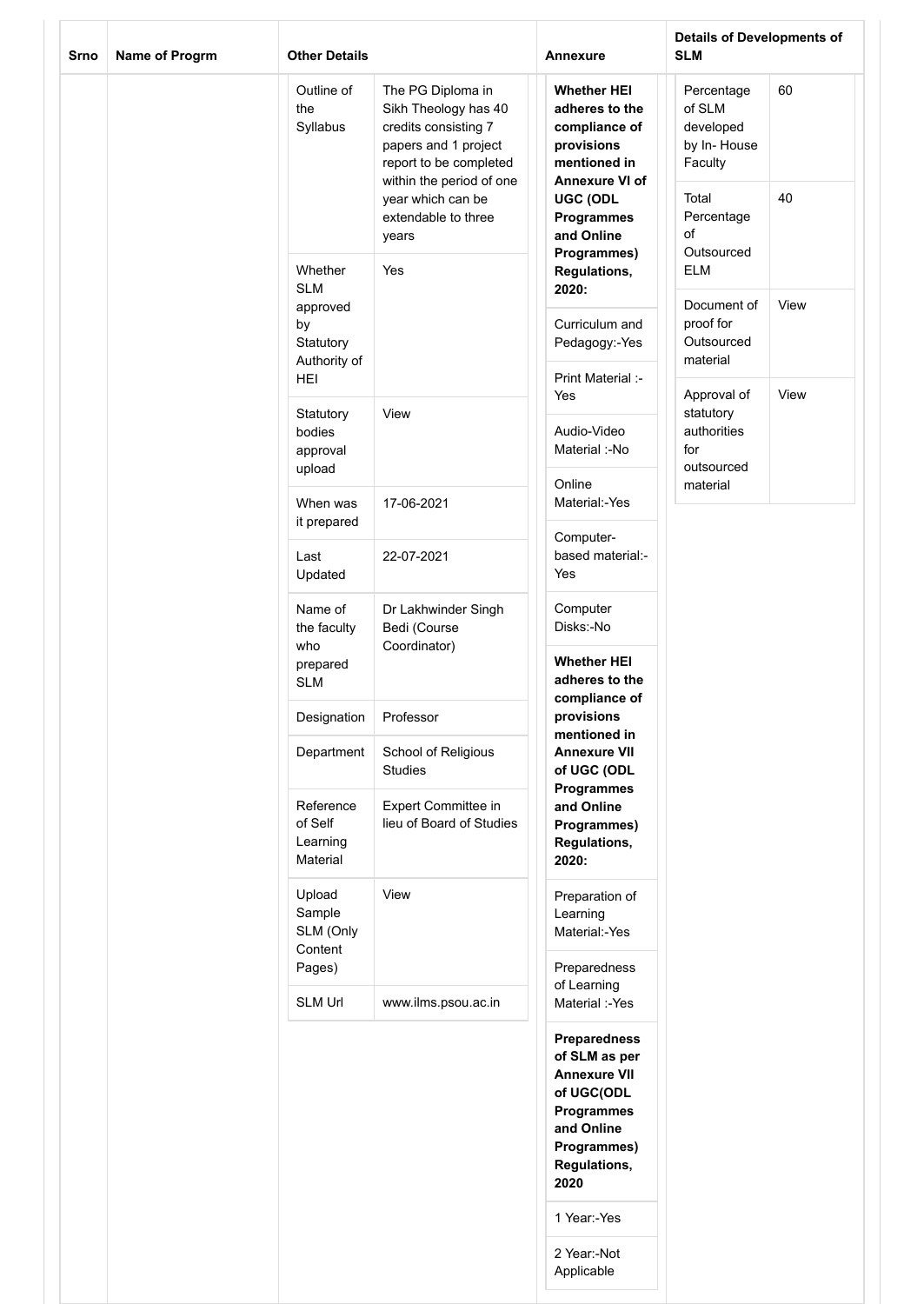| Srno | Name of Progrm | Other Details | | Annexure | Details of Developments of SLM | |
|---|---|---|---|---|---|---|
| | | Outline of the Syllabus | The PG Diploma in Sikh Theology has 40 credits consisting 7 papers and 1 project report to be completed within the period of one year which can be extendable to three years | **Whether HEI adheres to the compliance of provisions mentioned in Annexure VI of UGC (ODL Programmes and Online Programmes) Regulations, 2020:** | Percentage of SLM developed by In- House Faculty | 60 |
| | | Whether SLM approved by Statutory Authority of HEI | Yes | Curriculum and Pedagogy:-Yes | Total Percentage of Outsourced ELM | 40 |
| | | Statutory bodies approval upload | View | Print Material :-Yes | Document of proof for Outsourced material | View |
| | | When was it prepared | 17-06-2021 | Audio-Video Material :-No | Approval of statutory authorities for outsourced material | View |
| | | Last Updated | 22-07-2021 | Online Material:-Yes | | |
| | | Name of the faculty who prepared SLM | Dr Lakhwinder Singh Bedi (Course Coordinator) | Computer-based material:-Yes | | |
| | | Designation | Professor | Computer Disks:-No | | |
| | | Department | School of Religious Studies | **Whether HEI adheres to the compliance of provisions mentioned in Annexure VII of UGC (ODL Programmes and Online Programmes) Regulations, 2020:** | | |
| | | Reference of Self Learning Material | Expert Committee in lieu of Board of Studies | Preparation of Learning Material:-Yes | | |
| | | Upload Sample SLM (Only Content Pages) | View | Preparedness of Learning Material :-Yes | | |
| | | SLM Url | www.ilms.psou.ac.in | **Preparedness of SLM as per Annexure VII of UGC(ODL Programmes and Online Programmes) Regulations, 2020** | | |
| | | | | 1 Year:-Yes | | |
| | | | | 2 Year:-Not Applicable | | |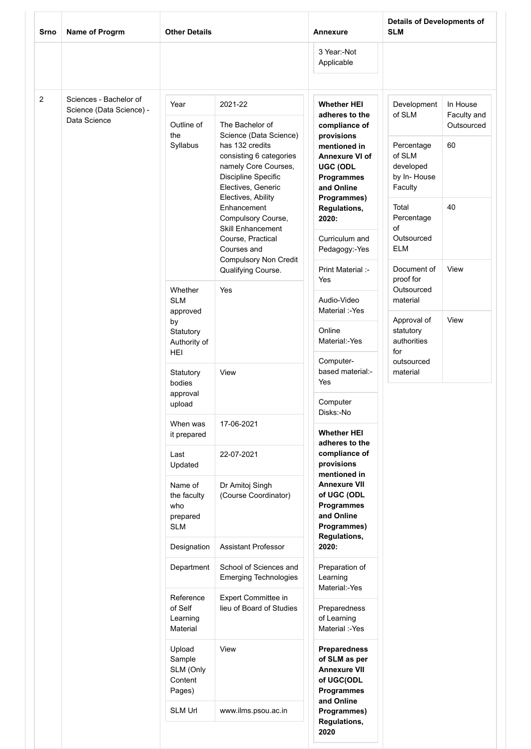| Srno | Name of Progrm | Other Details | Annexure | Details of Developments of SLM |
|---|---|---|---|---|
| | | | 3 Year:-Not Applicable | |
| 2 | Sciences - Bachelor of Science (Data Science) - Data Science | Year: 2021-22<br>Outline of the Syllabus: The Bachelor of Science (Data Science) has 132 credits consisting 6 categories namely Core Courses, Discipline Specific Electives, Generic Electives, Ability Enhancement Compulsory Course, Skill Enhancement Course, Practical Courses and Compulsory Non Credit Qualifying Course.<br>Whether SLM approved by Statutory Authority of HEI: Yes<br>Statutory bodies approval upload: View<br>When was it prepared: 17-06-2021<br>Last Updated: 22-07-2021<br>Name of the faculty who prepared SLM: Dr Amitoj Singh (Course Coordinator)<br>Designation: Assistant Professor<br>Department: School of Sciences and Emerging Technologies<br>Reference of Self Learning Material: Expert Committee in lieu of Board of Studies<br>Upload Sample SLM (Only Content Pages): View<br>SLM Url: www.ilms.psou.ac.in | **Whether HEI adheres to the compliance of provisions mentioned in Annexure VI of UGC (ODL Programmes and Online Programmes) Regulations, 2020:**<br>Curriculum and Pedagogy:-Yes<br>Print Material :-Yes<br>Audio-Video Material :-Yes<br>Online Material:-Yes<br>Computer-based material:-Yes<br>Computer Disks:-No<br>**Whether HEI adheres to the compliance of provisions mentioned in Annexure VII of UGC (ODL Programmes and Online Programmes) Regulations, 2020:**<br>Preparation of Learning Material:-Yes<br>Preparedness of Learning Material :-Yes<br>**Preparedness of SLM as per Annexure VII of UGC(ODL Programmes and Online Programmes) Regulations, 2020** | Development of SLM: In House Faculty and Outsourced<br>Percentage of SLM developed by In- House Faculty: 60<br>Total Percentage of Outsourced ELM: 40<br>Document of proof for Outsourced material: View<br>Approval of statutory authorities for outsourced material: View |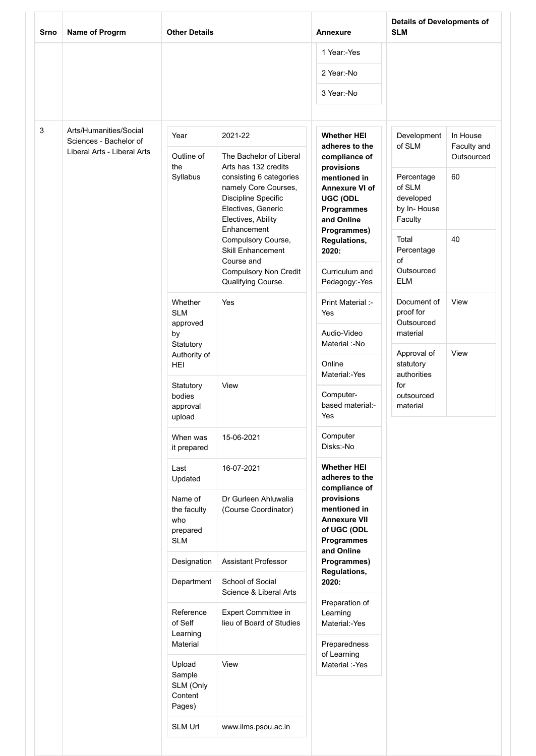| Srno | Name of Progrm | Other Details | | Annexure | Details of Developments of SLM | |
|---|---|---|---|---|---|---|
| | | | | 1 Year:-Yes | | |
| | | | | 2 Year:-No | | |
| | | | | 3 Year:-No | | |
| 3 | Arts/Humanities/Social Sciences - Bachelor of Liberal Arts - Liberal Arts | Year | 2021-22 | **Whether HEI adheres to the compliance of provisions mentioned in Annexure VI of UGC (ODL Programmes and Online Programmes) Regulations, 2020:** | Development of SLM | In House Faculty and Outsourced |
| | | Outline of the Syllabus | The Bachelor of Liberal Arts has 132 credits consisting 6 categories namely Core Courses, Discipline Specific Electives, Generic Electives, Ability Enhancement Compulsory Course, Skill Enhancement Course and Compulsory Non Credit Qualifying Course. | Curriculum and Pedagogy:-Yes | Percentage of SLM developed by In- House Faculty | 60 |
| | | Whether SLM approved by Statutory Authority of HEI | Yes | Print Material :-Yes | Total Percentage of Outsourced ELM | 40 |
| | | Statutory bodies approval upload | View | Audio-Video Material :-No | Document of proof for Outsourced material | View |
| | | When was it prepared | 15-06-2021 | Online Material:-Yes | Approval of statutory authorities for outsourced material | View |
| | | Last Updated | 16-07-2021 | Computer-based material:-Yes | | |
| | | Name of the faculty who prepared SLM | Dr Gurleen Ahluwalia (Course Coordinator) | Computer Disks:-No | | |
| | | Designation | Assistant Professor | **Whether HEI adheres to the compliance of provisions mentioned in Annexure VII of UGC (ODL Programmes and Online Programmes) Regulations, 2020:** | | |
| | | Department | School of Social Science & Liberal Arts | Preparation of Learning Material:-Yes | | |
| | | Reference of Self Learning Material | Expert Committee in lieu of Board of Studies | Preparedness of Learning Material :-Yes | | |
| | | Upload Sample SLM (Only Content Pages) | View | | | |
| | | SLM Url | www.ilms.psou.ac.in | | | |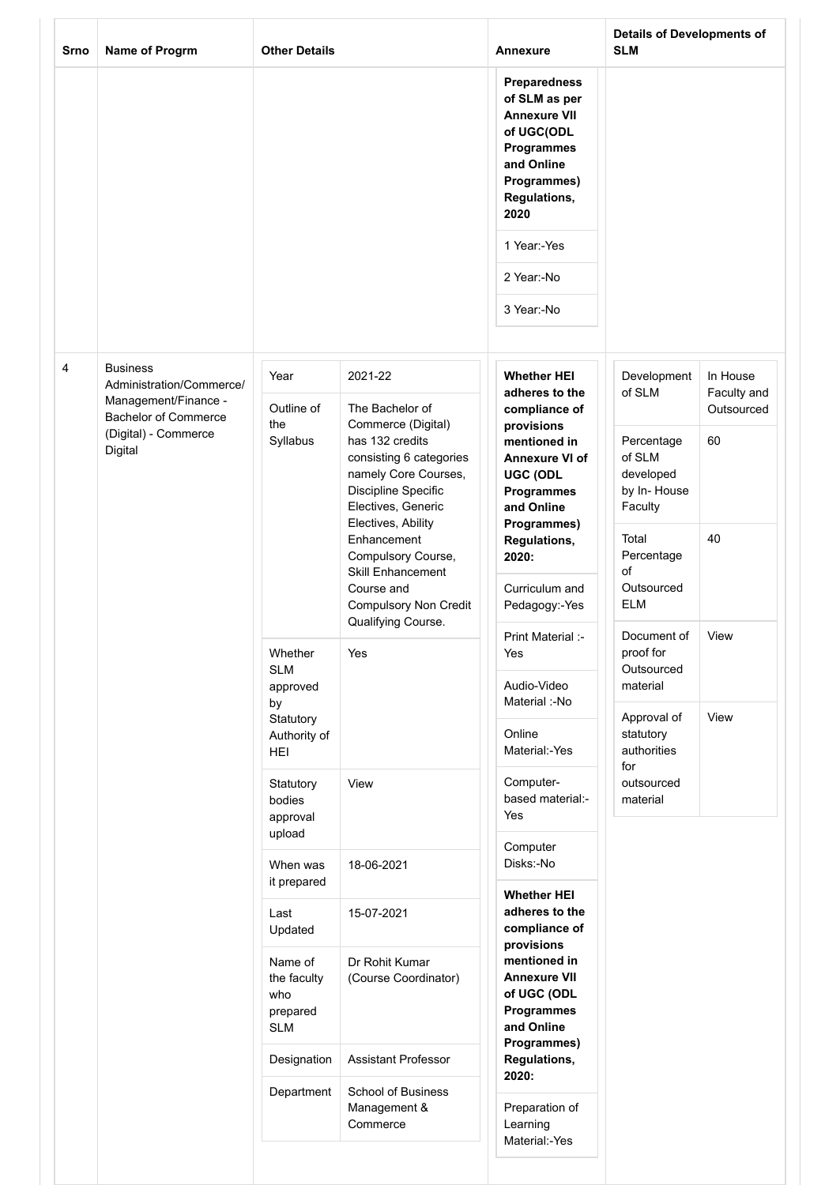| Srno | Name of Progrm | Other Details | Annexure | Details of Developments of SLM |
|---|---|---|---|---|
| | | | **Preparedness of SLM as per Annexure VII of UGC(ODL Programmes and Online Programmes) Regulations, 2020**<br>1 Year:-Yes<br>2 Year:-No<br>3 Year:-No | |
| 4 | Business Administration/Commerce/ Management/Finance - Bachelor of Commerce (Digital) - Commerce Digital | Year: 2021-22<br>Outline of the Syllabus: The Bachelor of Commerce (Digital) has 132 credits consisting 6 categories namely Core Courses, Discipline Specific Electives, Generic Electives, Ability Enhancement Compulsory Course, Skill Enhancement Course and Compulsory Non Credit Qualifying Course.<br>Whether SLM approved by Statutory Authority of HEI: Yes<br>Statutory bodies approval upload: View<br>When was it prepared: 18-06-2021<br>Last Updated: 15-07-2021<br>Name of the faculty who prepared SLM: Dr Rohit Kumar (Course Coordinator)<br>Designation: Assistant Professor<br>Department: School of Business Management & Commerce | **Whether HEI adheres to the compliance of provisions mentioned in Annexure VI of UGC (ODL Programmes and Online Programmes) Regulations, 2020:**<br>Curriculum and Pedagogy:-Yes<br>Print Material :-Yes<br>Audio-Video Material :-No<br>Online Material:-Yes<br>Computer-based material:-Yes<br>Computer Disks:-No<br>**Whether HEI adheres to the compliance of provisions mentioned in Annexure VII of UGC (ODL Programmes and Online Programmes) Regulations, 2020:**<br>Preparation of Learning Material:-Yes | Development of SLM: In House Faculty and Outsourced<br>Percentage of SLM developed by In- House Faculty: 60<br>Total Percentage of Outsourced ELM: 40<br>Document of proof for Outsourced material: View<br>Approval of statutory authorities for outsourced material: View |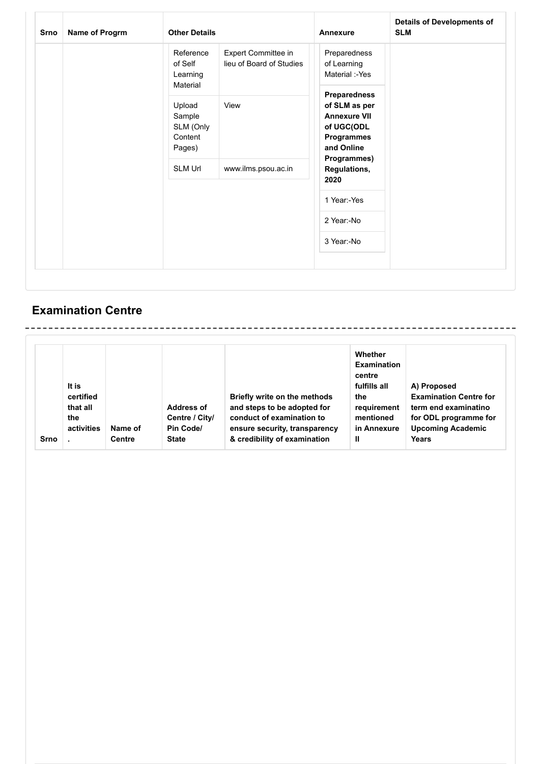| Srno | Name of Progrm | Other Details | | Annexure | Details of Developments of SLM |
|---|---|---|---|---|---|
| | | Reference of Self Learning Material | Expert Committee in lieu of Board of Studies | Preparedness of Learning Material :-Yes | |
| | | Upload Sample SLM (Only Content Pages) | View | **Preparedness of SLM as per Annexure VII of UGC(ODL Programmes and Online Programmes) Regulations, 2020** | |
| | | SLM Url | www.ilms.psou.ac.in | 1 Year:-Yes | |
| | | | | 2 Year:-No | |
| | | | | 3 Year:-No | |

## Examination Centre

| Srno | It is certified that all the activities . | Name of Centre | Address of Centre / City/ Pin Code/ State | Briefly write on the methods and steps to be adopted for conduct of examination to ensure security, transparency & credibility of examination | Whether Examination centre fulfills all the requirement mentioned in Annexure II | A) Proposed Examination Centre for term end examinatino for ODL programme for Upcoming Academic Years |
|---|---|---|---|---|---|---|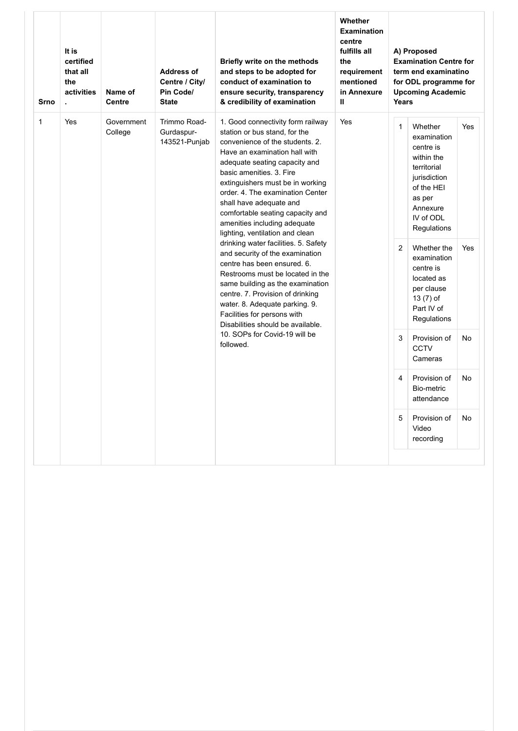| Srno | It is certified that all the activities . | Name of Centre | Address of Centre / City/ Pin Code/ State | Briefly write on the methods and steps to be adopted for conduct of examination to ensure security, transparency & credibility of examination | Whether Examination centre fulfills all the requirement mentioned in Annexure II | A) Proposed Examination Centre for term end examinatino for ODL programme for Upcoming Academic Years | | |
|---|---|---|---|---|---|---|---|---|
| 1 | Yes | Government College | Trimmo Road-Gurdaspur-143521-Punjab | 1. Good connectivity form railway station or bus stand, for the convenience of the students. 2. Have an examination hall with adequate seating capacity and basic amenities. 3. Fire extinguishers must be in working order. 4. The examination Center shall have adequate and comfortable seating capacity and amenities including adequate lighting, ventilation and clean drinking water facilities. 5. Safety and security of the examination centre has been ensured. 6. Restrooms must be located in the same building as the examination centre. 7. Provision of drinking water. 8. Adequate parking. 9. Facilities for persons with Disabilities should be available. 10. SOPs for Covid-19 will be followed. | Yes | 1 | Whether examination centre is within the territorial jurisdiction of the HEI as per Annexure IV of ODL Regulations | Yes |
| | | | | | | 2 | Whether the examination centre is located as per clause 13 (7) of Part IV of Regulations | Yes |
| | | | | | | 3 | Provision of CCTV Cameras | No |
| | | | | | | 4 | Provision of Bio-metric attendance | No |
| | | | | | | 5 | Provision of Video recording | No |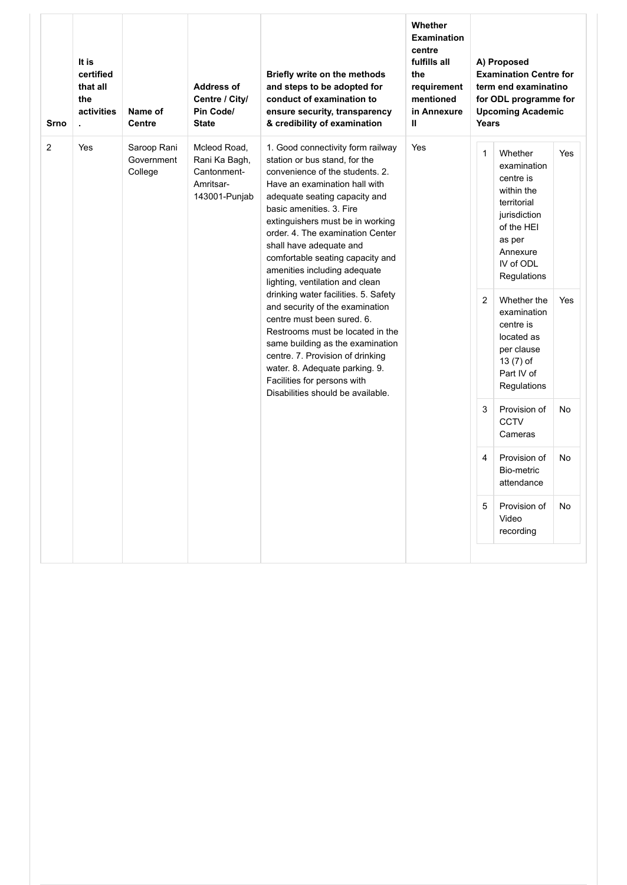| Srno | It is certified that all the activities . | Name of Centre | Address of Centre / City/ Pin Code/ State | Briefly write on the methods and steps to be adopted for conduct of examination to ensure security, transparency & credibility of examination | Whether Examination centre fulfills all the requirement mentioned in Annexure II | A) Proposed Examination Centre for term end examinatino for ODL programme for Upcoming Academic Years | | |
|---|---|---|---|---|---|---|---|---|
| 2 | Yes | Saroop Rani Government College | Mcleod Road, Rani Ka Bagh, Cantonment-Amritsar-143001-Punjab | 1. Good connectivity form railway station or bus stand, for the convenience of the students. 2. Have an examination hall with adequate seating capacity and basic amenities. 3. Fire extinguishers must be in working order. 4. The examination Center shall have adequate and comfortable seating capacity and amenities including adequate lighting, ventilation and clean drinking water facilities. 5. Safety and security of the examination centre must been sured. 6. Restrooms must be located in the same building as the examination centre. 7. Provision of drinking water. 8. Adequate parking. 9. Facilities for persons with Disabilities should be available. | Yes | 1 | Whether examination centre is within the territorial jurisdiction of the HEI as per Annexure IV of ODL Regulations | Yes |
| | | | | | | 2 | Whether the examination centre is located as per clause 13 (7) of Part IV of Regulations | Yes |
| | | | | | | 3 | Provision of CCTV Cameras | No |
| | | | | | | 4 | Provision of Bio-metric attendance | No |
| | | | | | | 5 | Provision of Video recording | No |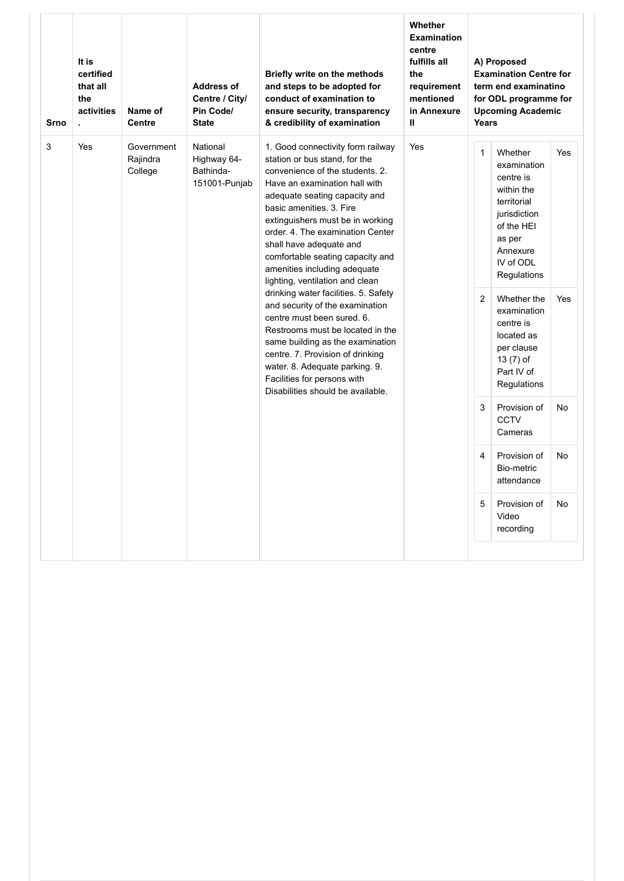| Srno | It is certified that all the activities . | Name of Centre | Address of Centre / City/ Pin Code/ State | Briefly write on the methods and steps to be adopted for conduct of examination to ensure security, transparency & credibility of examination | Whether Examination centre fulfills all the requirement mentioned in Annexure II | A) Proposed Examination Centre for term end examinatino for ODL programme for Upcoming Academic Years | | |
|---|---|---|---|---|---|---|---|---|
| 3 | Yes | Government Rajindra College | National Highway 64- Bathinda- 151001-Punjab | 1. Good connectivity form railway station or bus stand, for the convenience of the students. 2. Have an examination hall with adequate seating capacity and basic amenities. 3. Fire extinguishers must be in working order. 4. The examination Center shall have adequate and comfortable seating capacity and amenities including adequate lighting, ventilation and clean drinking water facilities. 5. Safety and security of the examination centre must been sured. 6. Restrooms must be located in the same building as the examination centre. 7. Provision of drinking water. 8. Adequate parking. 9. Facilities for persons with Disabilities should be available. | Yes | 1 | Whether examination centre is within the territorial jurisdiction of the HEI as per Annexure IV of ODL Regulations | Yes |
| | | | | | | 2 | Whether the examination centre is located as per clause 13 (7) of Part IV of Regulations | Yes |
| | | | | | | 3 | Provision of CCTV Cameras | No |
| | | | | | | 4 | Provision of Bio-metric attendance | No |
| | | | | | | 5 | Provision of Video recording | No |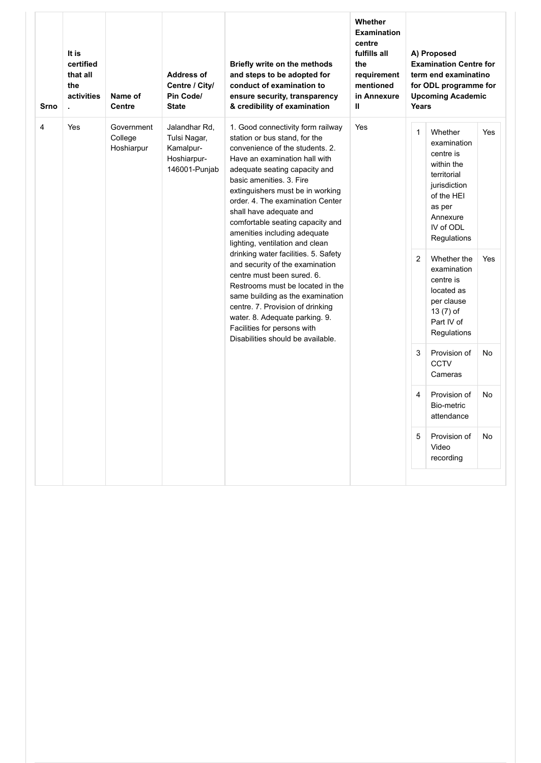| Srno | It is certified that all the activities . | Name of Centre | Address of Centre / City/ Pin Code/ State | Briefly write on the methods and steps to be adopted for conduct of examination to ensure security, transparency & credibility of examination | Whether Examination centre fulfills all the requirement mentioned in Annexure II | A) Proposed Examination Centre for term end examinatino for ODL programme for Upcoming Academic Years |
|---|---|---|---|---|---|---|
| 4 | Yes | Government College Hoshiarpur | Jalandhar Rd, Tulsi Nagar, Kamalpur-Hoshiarpur-146001-Punjab | 1. Good connectivity form railway station or bus stand, for the convenience of the students. 2. Have an examination hall with adequate seating capacity and basic amenities. 3. Fire extinguishers must be in working order. 4. The examination Center shall have adequate and comfortable seating capacity and amenities including adequate lighting, ventilation and clean drinking water facilities. 5. Safety and security of the examination centre must been sured. 6. Restrooms must be located in the same building as the examination centre. 7. Provision of drinking water. 8. Adequate parking. 9. Facilities for persons with Disabilities should be available. | Yes | 1. Whether examination centre is within the territorial jurisdiction of the HEI as per Annexure IV of ODL Regulations: Yes<br>2. Whether the examination centre is located as per clause 13 (7) of Part IV of Regulations: Yes<br>3. Provision of CCTV Cameras: No<br>4. Provision of Bio-metric attendance: No<br>5. Provision of Video recording: No |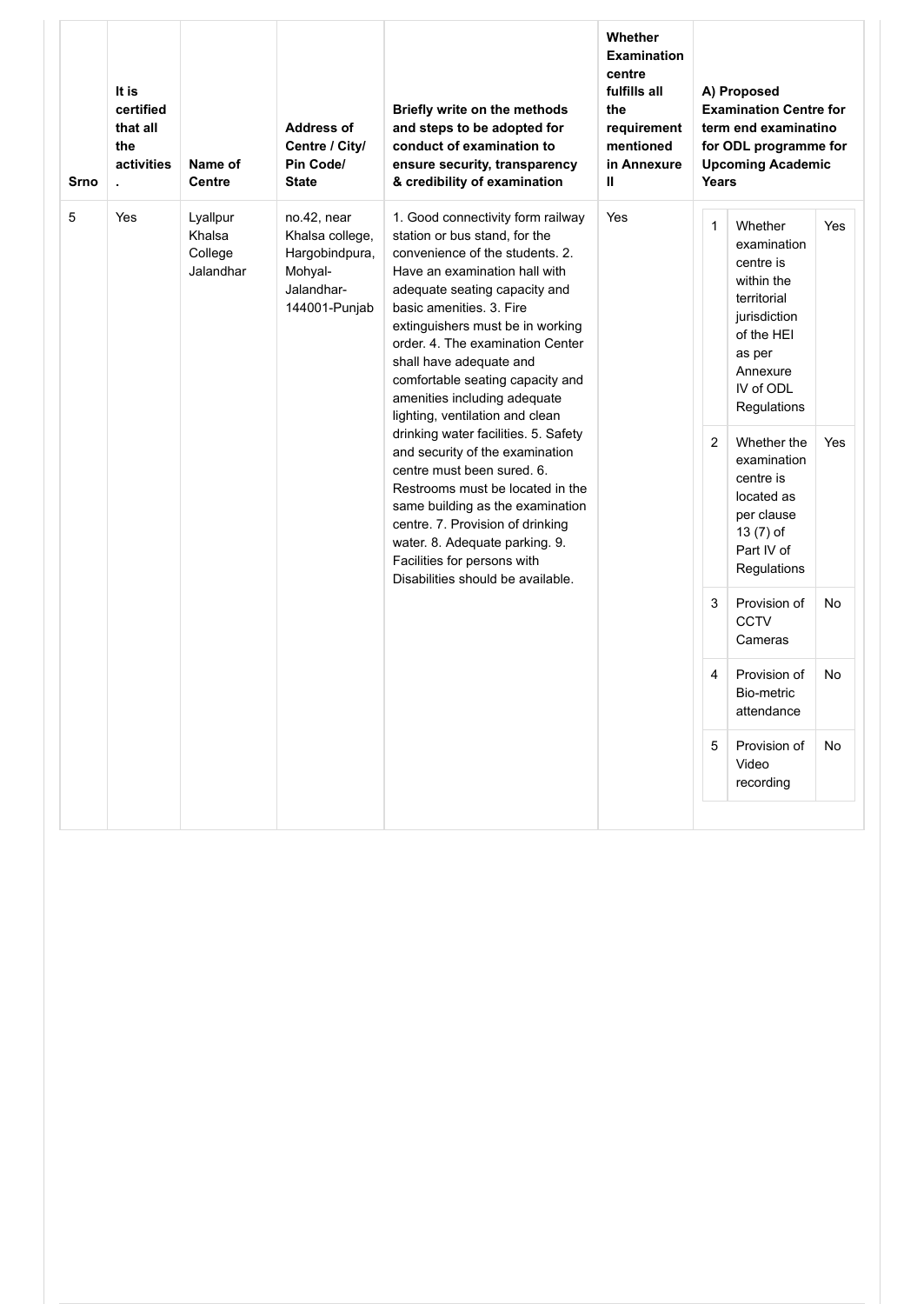| Srno | It is certified that all the activities . | Name of Centre | Address of Centre / City/ Pin Code/ State | Briefly write on the methods and steps to be adopted for conduct of examination to ensure security, transparency & credibility of examination | Whether Examination centre fulfills all the requirement mentioned in Annexure II | A) Proposed Examination Centre for term end examinatino for ODL programme for Upcoming Academic Years | | |
|---|---|---|---|---|---|---|---|---|
| 5 | Yes | Lyallpur Khalsa College Jalandhar | no.42, near Khalsa college, Hargobindpura, Mohyal- Jalandhar- 144001-Punjab | 1. Good connectivity form railway station or bus stand, for the convenience of the students. 2. Have an examination hall with adequate seating capacity and basic amenities. 3. Fire extinguishers must be in working order. 4. The examination Center shall have adequate and comfortable seating capacity and amenities including adequate lighting, ventilation and clean drinking water facilities. 5. Safety and security of the examination centre must been sured. 6. Restrooms must be located in the same building as the examination centre. 7. Provision of drinking water. 8. Adequate parking. 9. Facilities for persons with Disabilities should be available. | Yes | 1 | Whether examination centre is within the territorial jurisdiction of the HEI as per Annexure IV of ODL Regulations | Yes |
| | | | | | | 2 | Whether the examination centre is located as per clause 13 (7) of Part IV of Regulations | Yes |
| | | | | | | 3 | Provision of CCTV Cameras | No |
| | | | | | | 4 | Provision of Bio-metric attendance | No |
| | | | | | | 5 | Provision of Video recording | No |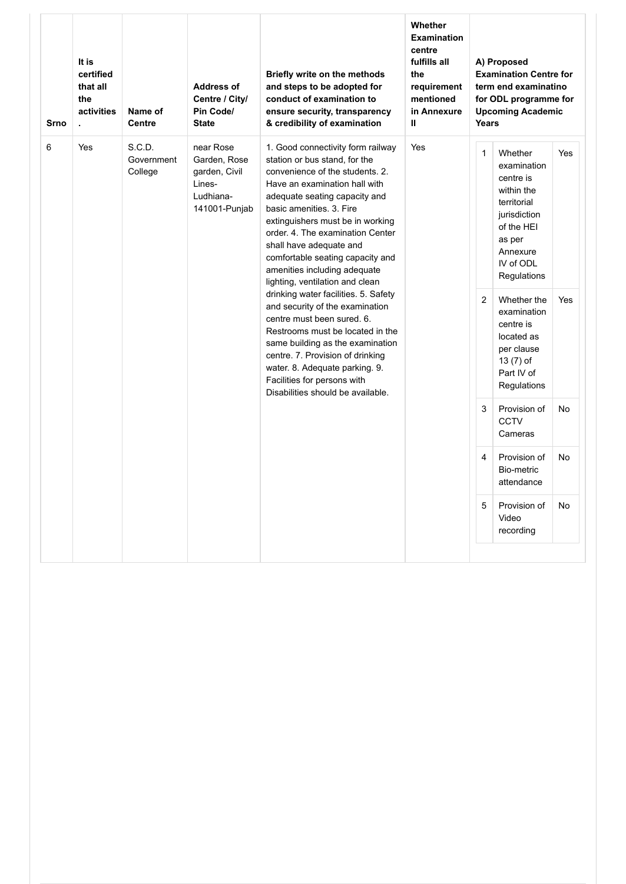| Srno | It is certified that all the activities . | Name of Centre | Address of Centre / City/ Pin Code/ State | Briefly write on the methods and steps to be adopted for conduct of examination to ensure security, transparency & credibility of examination | Whether Examination centre fulfills all the requirement mentioned in Annexure II | A) Proposed Examination Centre for term end examinatino for ODL programme for Upcoming Academic Years | | |
|---|---|---|---|---|---|---|---|---|
| 6 | Yes | S.C.D. Government College | near Rose Garden, Rose garden, Civil Lines-Ludhiana-141001-Punjab | 1. Good connectivity form railway station or bus stand, for the convenience of the students. 2. Have an examination hall with adequate seating capacity and basic amenities. 3. Fire extinguishers must be in working order. 4. The examination Center shall have adequate and comfortable seating capacity and amenities including adequate lighting, ventilation and clean drinking water facilities. 5. Safety and security of the examination centre must been sured. 6. Restrooms must be located in the same building as the examination centre. 7. Provision of drinking water. 8. Adequate parking. 9. Facilities for persons with Disabilities should be available. | Yes | 1 | Whether examination centre is within the territorial jurisdiction of the HEI as per Annexure IV of ODL Regulations | Yes |
| | | | | | | 2 | Whether the examination centre is located as per clause 13 (7) of Part IV of Regulations | Yes |
| | | | | | | 3 | Provision of CCTV Cameras | No |
| | | | | | | 4 | Provision of Bio-metric attendance | No |
| | | | | | | 5 | Provision of Video recording | No |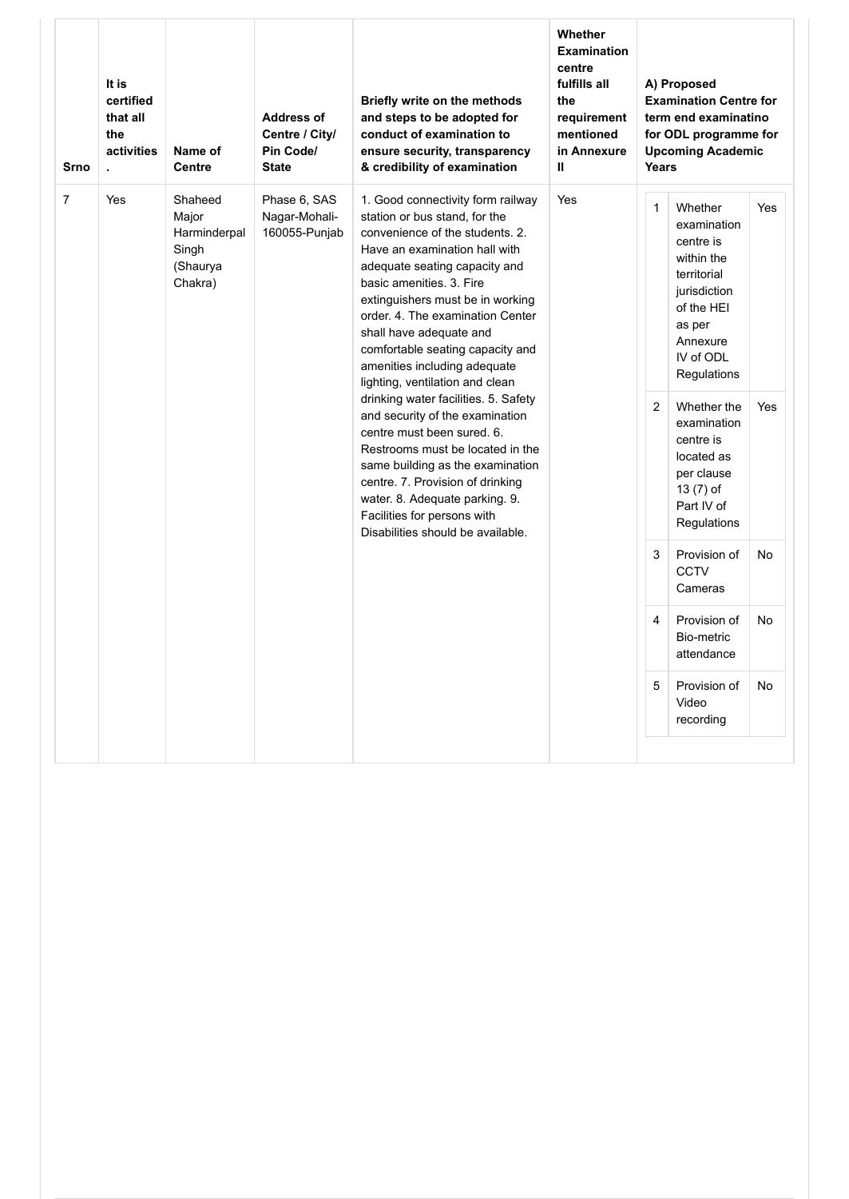| Srno | It is certified that all the activities . | Name of Centre | Address of Centre / City/ Pin Code/ State | Briefly write on the methods and steps to be adopted for conduct of examination to ensure security, transparency & credibility of examination | Whether Examination centre fulfills all the requirement mentioned in Annexure II | A) Proposed Examination Centre for term end examinatino for ODL programme for Upcoming Academic Years | | |
|---|---|---|---|---|---|---|---|---|
| 7 | Yes | Shaheed Major Harminderpal Singh (Shaurya Chakra) | Phase 6, SAS Nagar-Mohali-160055-Punjab | 1. Good connectivity form railway station or bus stand, for the convenience of the students. 2. Have an examination hall with adequate seating capacity and basic amenities. 3. Fire extinguishers must be in working order. 4. The examination Center shall have adequate and comfortable seating capacity and amenities including adequate lighting, ventilation and clean drinking water facilities. 5. Safety and security of the examination centre must been sured. 6. Restrooms must be located in the same building as the examination centre. 7. Provision of drinking water. 8. Adequate parking. 9. Facilities for persons with Disabilities should be available. | Yes | 1 | Whether examination centre is within the territorial jurisdiction of the HEI as per Annexure IV of ODL Regulations | Yes |
| | | | | | | 2 | Whether the examination centre is located as per clause 13 (7) of Part IV of Regulations | Yes |
| | | | | | | 3 | Provision of CCTV Cameras | No |
| | | | | | | 4 | Provision of Bio-metric attendance | No |
| | | | | | | 5 | Provision of Video recording | No |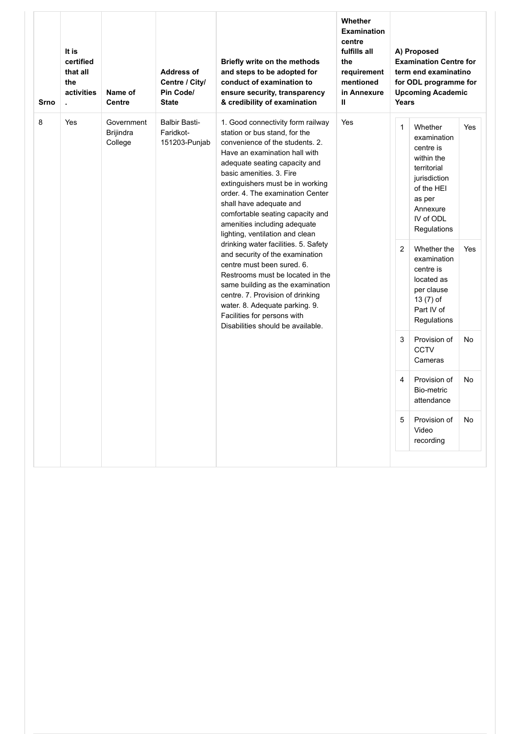| Srno | It is certified that all the activities . | Name of Centre | Address of Centre / City/ Pin Code/ State | Briefly write on the methods and steps to be adopted for conduct of examination to ensure security, transparency & credibility of examination | Whether Examination centre fulfills all the requirement mentioned in Annexure II | A) Proposed Examination Centre for term end examinatino for ODL programme for Upcoming Academic Years |
|---|---|---|---|---|---|---|
| 8 | Yes | Government Brijindra College | Balbir Basti-Faridkot-151203-Punjab | 1. Good connectivity form railway station or bus stand, for the convenience of the students. 2. Have an examination hall with adequate seating capacity and basic amenities. 3. Fire extinguishers must be in working order. 4. The examination Center shall have adequate and comfortable seating capacity and amenities including adequate lighting, ventilation and clean drinking water facilities. 5. Safety and security of the examination centre must been sured. 6. Restrooms must be located in the same building as the examination centre. 7. Provision of drinking water. 8. Adequate parking. 9. Facilities for persons with Disabilities should be available. | Yes | 1. Whether examination centre is within the territorial jurisdiction of the HEI as per Annexure IV of ODL Regulations: Yes<br>2. Whether the examination centre is located as per clause 13 (7) of Part IV of Regulations: Yes<br>3. Provision of CCTV Cameras: No<br>4. Provision of Bio-metric attendance: No<br>5. Provision of Video recording: No |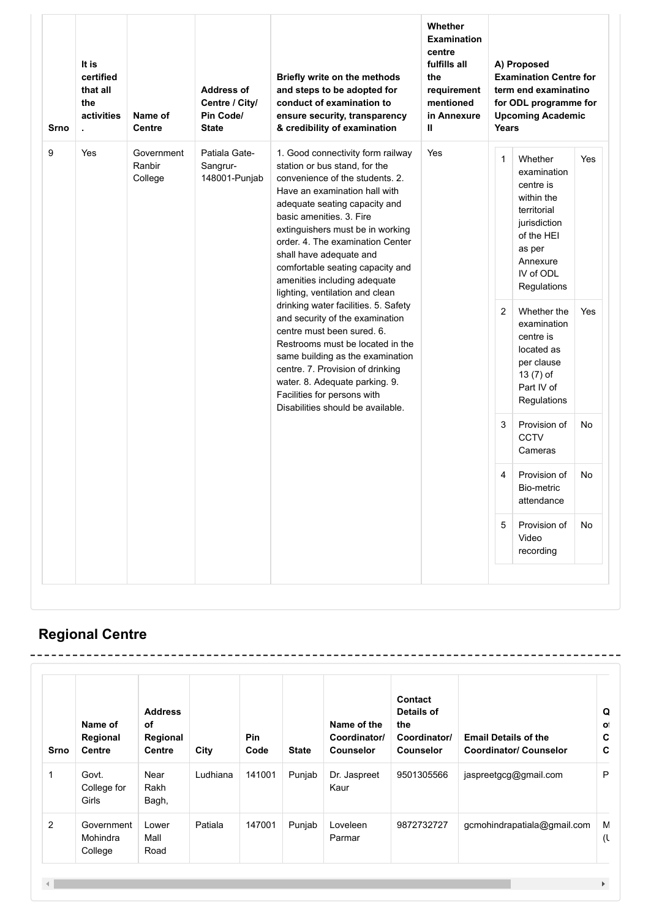| Srno | It is certified that all the activities . | Name of Centre | Address of Centre / City/ Pin Code/ State | Briefly write on the methods and steps to be adopted for conduct of examination to ensure security, transparency & credibility of examination | Whether Examination centre fulfills all the requirement mentioned in Annexure II | A) Proposed Examination Centre for term end examinatino for ODL programme for Upcoming Academic Years |
|---|---|---|---|---|---|---|
| 9 | Yes | Government Ranbir College | Patiala Gate-Sangrur-148001-Punjab | 1. Good connectivity form railway station or bus stand, for the convenience of the students. 2. Have an examination hall with adequate seating capacity and basic amenities. 3. Fire extinguishers must be in working order. 4. The examination Center shall have adequate and comfortable seating capacity and amenities including adequate lighting, ventilation and clean drinking water facilities. 5. Safety and security of the examination centre must been sured. 6. Restrooms must be located in the same building as the examination centre. 7. Provision of drinking water. 8. Adequate parking. 9. Facilities for persons with Disabilities should be available. | Yes | 1. Whether examination centre is within the territorial jurisdiction of the HEI as per Annexure IV of ODL Regulations: Yes<br>2. Whether the examination centre is located as per clause 13 (7) of Part IV of Regulations: Yes<br>3. Provision of CCTV Cameras: No<br>4. Provision of Bio-metric attendance: No<br>5. Provision of Video recording: No |

## Regional Centre

| Srno | Name of Regional Centre | Address of Regional Centre | City | Pin Code | State | Name of the Coordinator/ Counselor | Contact Details of the Coordinator/ Counselor | Email Details of the Coordinator/ Counselor | Q o C C |
|---|---|---|---|---|---|---|---|---|---|
| 1 | Govt. College for Girls | Near Rakh Bagh, | Ludhiana | 141001 | Punjab | Dr. Jaspreet Kaur | 9501305566 | jaspreetgcg@gmail.com | P |
| 2 | Government Mohindra College | Lower Mall Road | Patiala | 147001 | Punjab | Loveleen Parmar | 9872732727 | gcmohindrapatiala@gmail.com | M (L |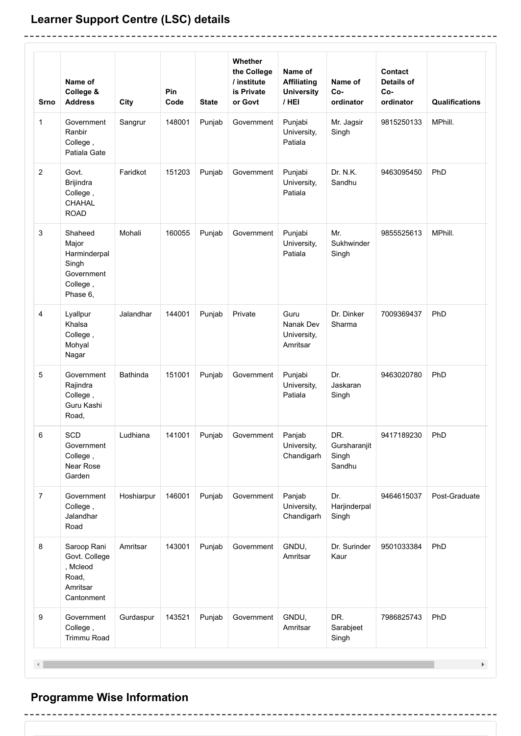## Learner Support Centre (LSC) details

| Srno | Name of College & Address | City | Pin Code | State | Whether the College / institute is Private or Govt | Name of Affiliating University / HEI | Name of Co-ordinator | Contact Details of Co-ordinator | Qualifications |
|---|---|---|---|---|---|---|---|---|---|
| 1 | Government Ranbir College , Patiala Gate | Sangrur | 148001 | Punjab | Government | Punjabi University, Patiala | Mr. Jagsir Singh | 9815250133 | MPhill. |
| 2 | Govt. Brijindra College , CHAHAL ROAD | Faridkot | 151203 | Punjab | Government | Punjabi University, Patiala | Dr. N.K. Sandhu | 9463095450 | PhD |
| 3 | Shaheed Major Harminderpal Singh Government College , Phase 6, | Mohali | 160055 | Punjab | Government | Punjabi University, Patiala | Mr. Sukhwinder Singh | 9855525613 | MPhill. |
| 4 | Lyallpur Khalsa College , Mohyal Nagar | Jalandhar | 144001 | Punjab | Private | Guru Nanak Dev University, Amritsar | Dr. Dinker Sharma | 7009369437 | PhD |
| 5 | Government Rajindra College , Guru Kashi Road, | Bathinda | 151001 | Punjab | Government | Punjabi University, Patiala | Dr. Jaskaran Singh | 9463020780 | PhD |
| 6 | SCD Government College , Near Rose Garden | Ludhiana | 141001 | Punjab | Government | Panjab University, Chandigarh | DR. Gursharanjit Singh Sandhu | 9417189230 | PhD |
| 7 | Government College , Jalandhar Road | Hoshiarpur | 146001 | Punjab | Government | Panjab University, Chandigarh | Dr. Harjinderpal Singh | 9464615037 | Post-Graduate |
| 8 | Saroop Rani Govt. College , Mcleod Road, Amritsar Cantonment | Amritsar | 143001 | Punjab | Government | GNDU, Amritsar | Dr. Surinder Kaur | 9501033384 | PhD |
| 9 | Government College , Trimmu Road | Gurdaspur | 143521 | Punjab | Government | GNDU, Amritsar | DR. Sarabjeet Singh | 7986825743 | PhD |

## Programme Wise Information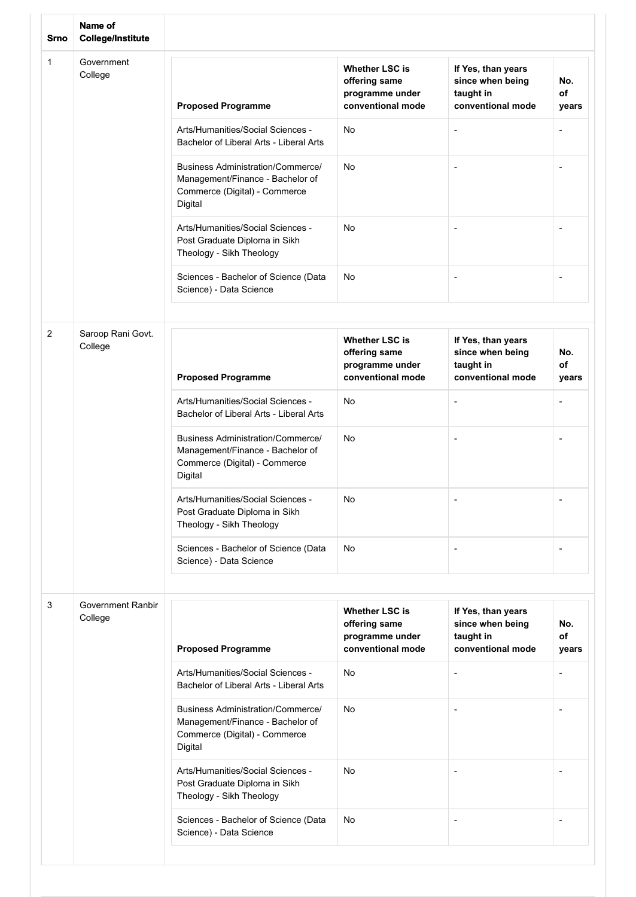| Srno | Name of College/Institute | Proposed Programme | Whether LSC is offering same programme under conventional mode | If Yes, than years since when being taught in conventional mode | No. of years |
|---|---|---|---|---|---|
| 1 | Government College | Arts/Humanities/Social Sciences - Bachelor of Liberal Arts - Liberal Arts | No | - | - |
| | | Business Administration/Commerce/ Management/Finance - Bachelor of Commerce (Digital) - Commerce Digital | No | - | - |
| | | Arts/Humanities/Social Sciences - Post Graduate Diploma in Sikh Theology - Sikh Theology | No | - | - |
| | | Sciences - Bachelor of Science (Data Science) - Data Science | No | - | - |
| 2 | Saroop Rani Govt. College | Arts/Humanities/Social Sciences - Bachelor of Liberal Arts - Liberal Arts | No | - | - |
| | | Business Administration/Commerce/ Management/Finance - Bachelor of Commerce (Digital) - Commerce Digital | No | - | - |
| | | Arts/Humanities/Social Sciences - Post Graduate Diploma in Sikh Theology - Sikh Theology | No | - | - |
| | | Sciences - Bachelor of Science (Data Science) - Data Science | No | - | - |
| 3 | Government Ranbir College | Arts/Humanities/Social Sciences - Bachelor of Liberal Arts - Liberal Arts | No | - | - |
| | | Business Administration/Commerce/ Management/Finance - Bachelor of Commerce (Digital) - Commerce Digital | No | - | - |
| | | Arts/Humanities/Social Sciences - Post Graduate Diploma in Sikh Theology - Sikh Theology | No | - | - |
| | | Sciences - Bachelor of Science (Data Science) - Data Science | No | - | - |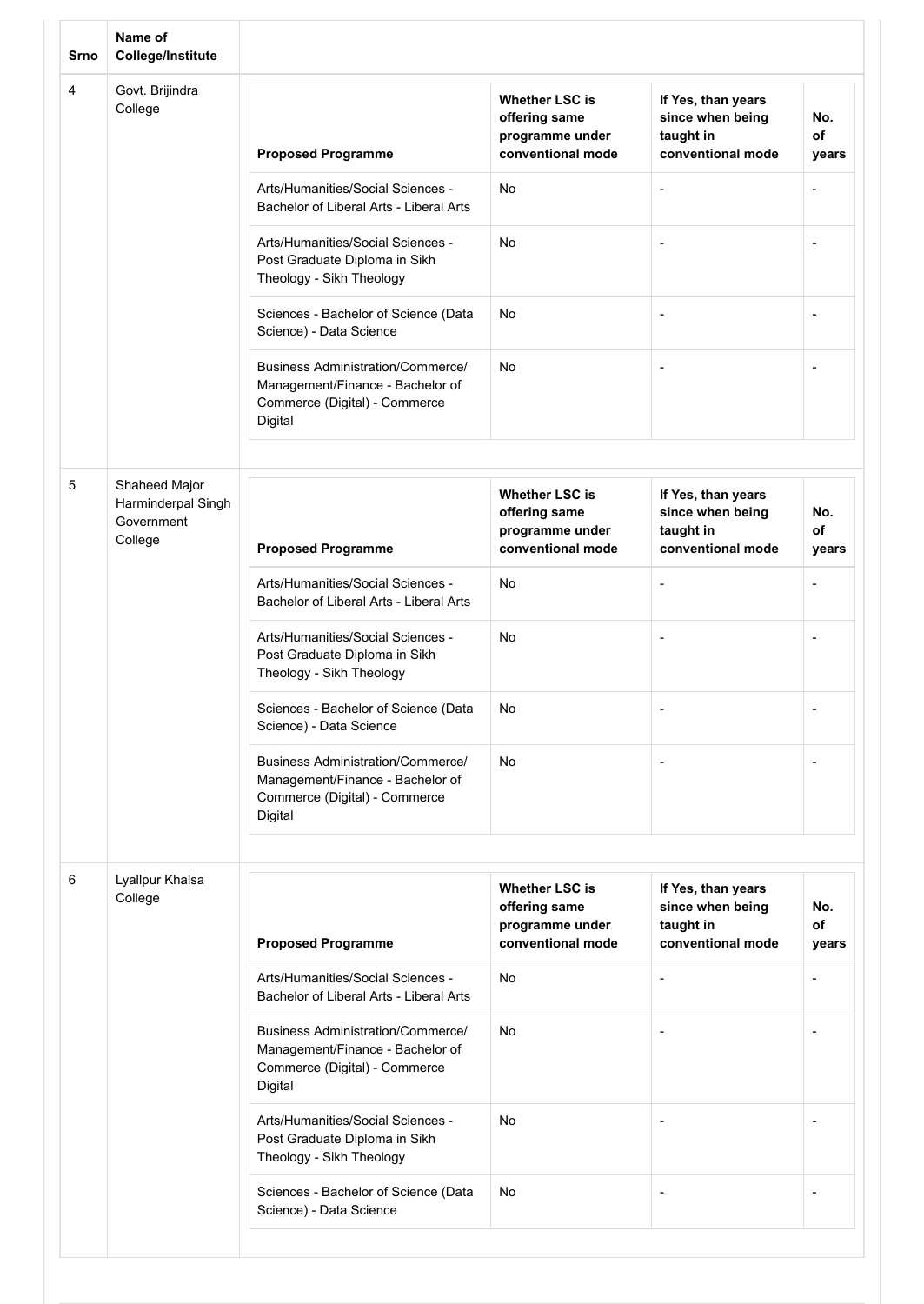| Srno | Name of College/Institute | | | | |
|---|---|---|---|---|---|
| | | **Proposed Programme** | **Whether LSC is offering same programme under conventional mode** | **If Yes, than years since when being taught in conventional mode** | **No. of years** |
| 4 | Govt. Brijindra College | Arts/Humanities/Social Sciences - Bachelor of Liberal Arts - Liberal Arts | No | - | - |
| | | Arts/Humanities/Social Sciences - Post Graduate Diploma in Sikh Theology - Sikh Theology | No | - | - |
| | | Sciences - Bachelor of Science (Data Science) - Data Science | No | - | - |
| | | Business Administration/Commerce/ Management/Finance - Bachelor of Commerce (Digital) - Commerce Digital | No | - | - |
| 5 | Shaheed Major Harminderpal Singh Government College | Arts/Humanities/Social Sciences - Bachelor of Liberal Arts - Liberal Arts | No | - | - |
| | | Arts/Humanities/Social Sciences - Post Graduate Diploma in Sikh Theology - Sikh Theology | No | - | - |
| | | Sciences - Bachelor of Science (Data Science) - Data Science | No | - | - |
| | | Business Administration/Commerce/ Management/Finance - Bachelor of Commerce (Digital) - Commerce Digital | No | - | - |
| 6 | Lyallpur Khalsa College | Arts/Humanities/Social Sciences - Bachelor of Liberal Arts - Liberal Arts | No | - | - |
| | | Business Administration/Commerce/ Management/Finance - Bachelor of Commerce (Digital) - Commerce Digital | No | - | - |
| | | Arts/Humanities/Social Sciences - Post Graduate Diploma in Sikh Theology - Sikh Theology | No | - | - |
| | | Sciences - Bachelor of Science (Data Science) - Data Science | No | - | - |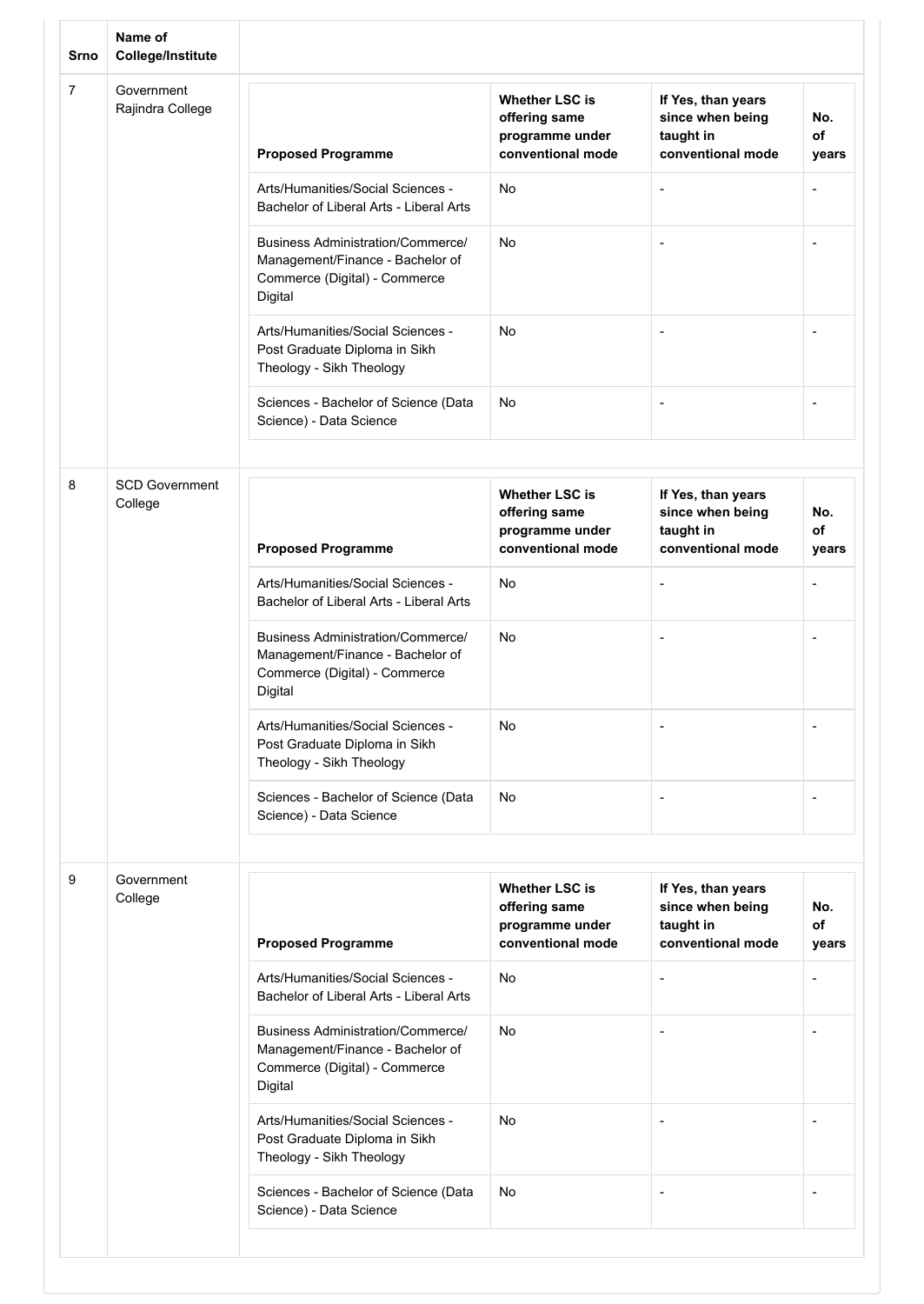| Srno | Name of College/Institute | | | | |
|---|---|---|---|---|---|
| | | **Proposed Programme** | **Whether LSC is offering same programme under conventional mode** | **If Yes, than years since when being taught in conventional mode** | **No. of years** |
| 7 | Government Rajindra College | Arts/Humanities/Social Sciences - Bachelor of Liberal Arts - Liberal Arts | No | - | - |
| | | Business Administration/Commerce/ Management/Finance - Bachelor of Commerce (Digital) - Commerce Digital | No | - | - |
| | | Arts/Humanities/Social Sciences - Post Graduate Diploma in Sikh Theology - Sikh Theology | No | - | - |
| | | Sciences - Bachelor of Science (Data Science) - Data Science | No | - | - |
| 8 | SCD Government College | Arts/Humanities/Social Sciences - Bachelor of Liberal Arts - Liberal Arts | No | - | - |
| | | Business Administration/Commerce/ Management/Finance - Bachelor of Commerce (Digital) - Commerce Digital | No | - | - |
| | | Arts/Humanities/Social Sciences - Post Graduate Diploma in Sikh Theology - Sikh Theology | No | - | - |
| | | Sciences - Bachelor of Science (Data Science) - Data Science | No | - | - |
| 9 | Government College | Arts/Humanities/Social Sciences - Bachelor of Liberal Arts - Liberal Arts | No | - | - |
| | | Business Administration/Commerce/ Management/Finance - Bachelor of Commerce (Digital) - Commerce Digital | No | - | - |
| | | Arts/Humanities/Social Sciences - Post Graduate Diploma in Sikh Theology - Sikh Theology | No | - | - |
| | | Sciences - Bachelor of Science (Data Science) - Data Science | No | - | - |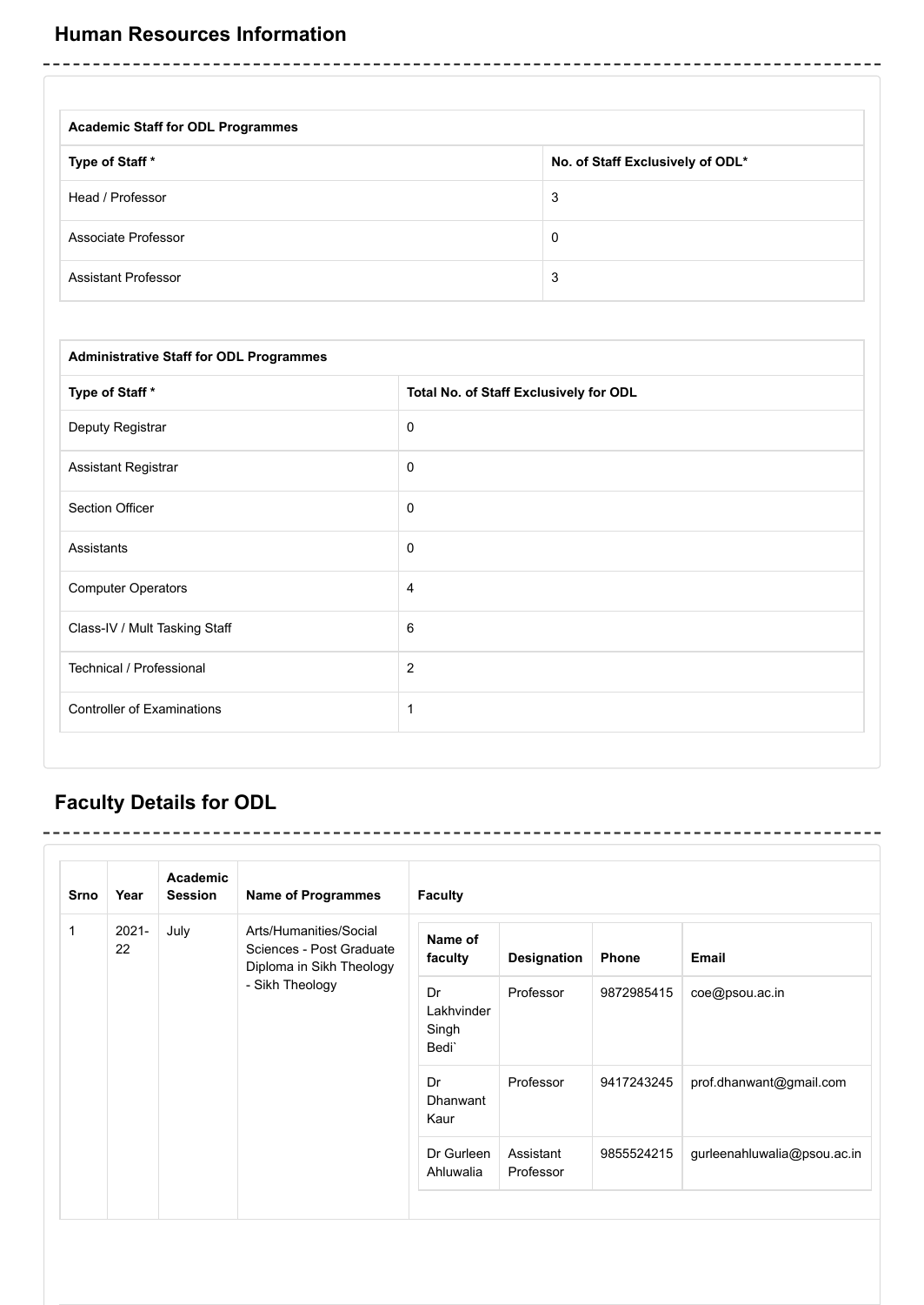## Human Resources Information

| Academic Staff for ODL Programmes | |
|---|---|
| **Type of Staff *** | **No. of Staff Exclusively of ODL*** |
| Head / Professor | 3 |
| Associate Professor | 0 |
| Assistant Professor | 3 |

| Administrative Staff for ODL Programmes | |
|---|---|
| **Type of Staff *** | **Total No. of Staff Exclusively for ODL** |
| Deputy Registrar | 0 |
| Assistant Registrar | 0 |
| Section Officer | 0 |
| Assistants | 0 |
| Computer Operators | 4 |
| Class-IV / Mult Tasking Staff | 6 |
| Technical / Professional | 2 |
| Controller of Examinations | 1 |

## Faculty Details for ODL

| Srno | Year | Academic Session | Name of Programmes | Name of faculty | Designation | Phone | Email |
|---|---|---|---|---|---|---|---|
| 1 | 2021-22 | July | Arts/Humanities/Social Sciences - Post Graduate Diploma in Sikh Theology - Sikh Theology | Dr Lakhvinder Singh Bedi` | Professor | 9872985415 | coe@psou.ac.in |
| | | | | Dr Dhanwant Kaur | Professor | 9417243245 | prof.dhanwant@gmail.com |
| | | | | Dr Gurleen Ahluwalia | Assistant Professor | 9855524215 | gurleenahluwalia@psou.ac.in |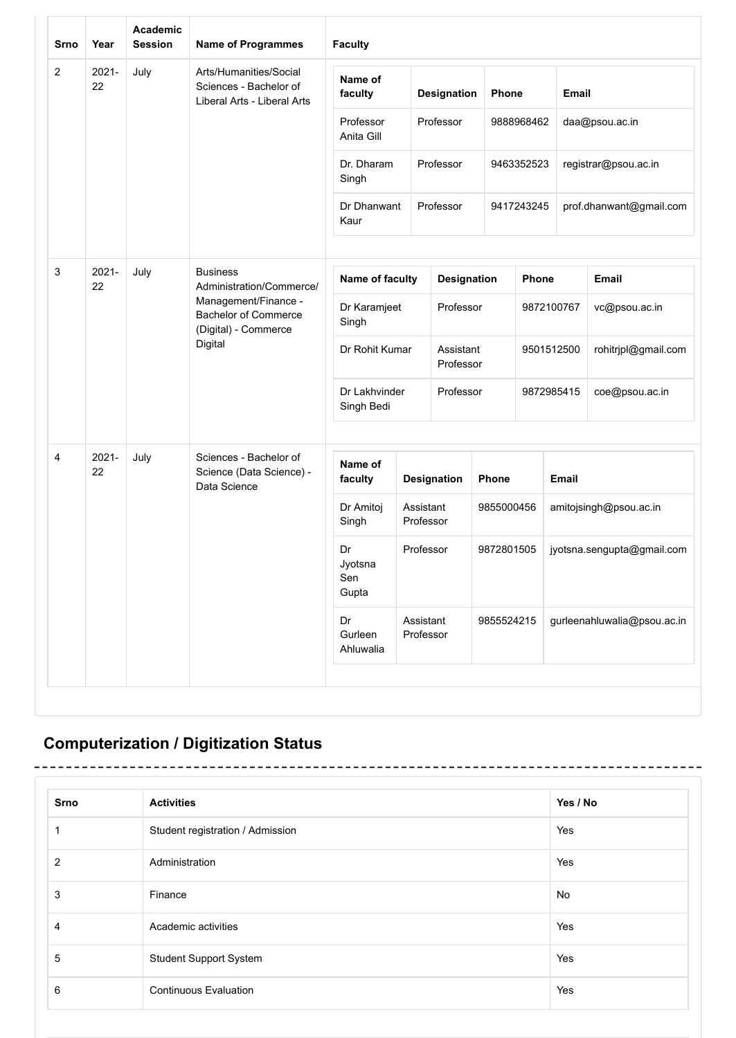| Srno | Year | Academic Session | Name of Programmes | Faculty |
|---|---|---|---|---|
| 2 | 2021-22 | July | Arts/Humanities/Social Sciences - Bachelor of Liberal Arts - Liberal Arts | Name of faculty: Professor Anita Gill; Designation: Professor; Phone: 9888968462; Email: daa@psou.ac.in<br>Name of faculty: Dr. Dharam Singh; Designation: Professor; Phone: 9463352523; Email: registrar@psou.ac.in<br>Name of faculty: Dr Dhanwant Kaur; Designation: Professor; Phone: 9417243245; Email: prof.dhanwant@gmail.com |
| 3 | 2021-22 | July | Business Administration/Commerce/ Management/Finance - Bachelor of Commerce (Digital) - Commerce Digital | Name of faculty: Dr Karamjeet Singh; Designation: Professor; Phone: 9872100767; Email: vc@psou.ac.in<br>Name of faculty: Dr Rohit Kumar; Designation: Assistant Professor; Phone: 9501512500; Email: rohitrjpl@gmail.com<br>Name of faculty: Dr Lakhvinder Singh Bedi; Designation: Professor; Phone: 9872985415; Email: coe@psou.ac.in |
| 4 | 2021-22 | July | Sciences - Bachelor of Science (Data Science) - Data Science | Name of faculty: Dr Amitoj Singh; Designation: Assistant Professor; Phone: 9855000456; Email: amitojsingh@psou.ac.in<br>Name of faculty: Dr Jyotsna Sen Gupta; Designation: Professor; Phone: 9872801505; Email: jyotsna.sengupta@gmail.com<br>Name of faculty: Dr Gurleen Ahluwalia; Designation: Assistant Professor; Phone: 9855524215; Email: gurleenahluwalia@psou.ac.in |

## Computerization / Digitization Status

| Srno | Activities | Yes / No |
|---|---|---|
| 1 | Student registration / Admission | Yes |
| 2 | Administration | Yes |
| 3 | Finance | No |
| 4 | Academic activities | Yes |
| 5 | Student Support System | Yes |
| 6 | Continuous Evaluation | Yes |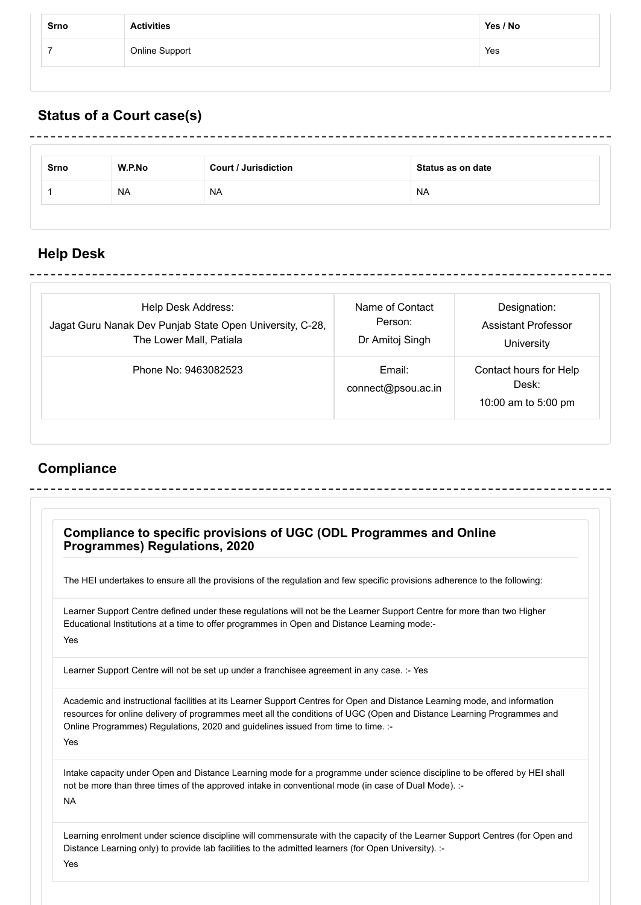| Srno | Activities | Yes / No |
|---|---|---|
| 7 | Online Support | Yes |

## Status of a Court case(s)

| Srno | W.P.No | Court / Jurisdiction | Status as on date |
|---|---|---|---|
| 1 | NA | NA | NA |

## Help Desk

| Help Desk Address: Jagat Guru Nanak Dev Punjab State Open University, C-28, The Lower Mall, Patiala | Name of Contact Person: Dr Amitoj Singh | Designation: Assistant Professor University |
|---|---|---|
| Phone No: 9463082523 | Email: connect@psou.ac.in | Contact hours for Help Desk: 10:00 am to 5:00 pm |

## Compliance

### Compliance to specific provisions of UGC (ODL Programmes and Online Programmes) Regulations, 2020

The HEI undertakes to ensure all the provisions of the regulation and few specific provisions adherence to the following:

Learner Support Centre defined under these regulations will not be the Learner Support Centre for more than two Higher Educational Institutions at a time to offer programmes in Open and Distance Learning mode:-
Yes

Learner Support Centre will not be set up under a franchisee agreement in any case. :- Yes

Academic and instructional facilities at its Learner Support Centres for Open and Distance Learning mode, and information resources for online delivery of programmes meet all the conditions of UGC (Open and Distance Learning Programmes and Online Programmes) Regulations, 2020 and guidelines issued from time to time. :-
Yes

Intake capacity under Open and Distance Learning mode for a programme under science discipline to be offered by HEI shall not be more than three times of the approved intake in conventional mode (in case of Dual Mode). :-
NA

Learning enrolment under science discipline will commensurate with the capacity of the Learner Support Centres (for Open and Distance Learning only) to provide lab facilities to the admitted learners (for Open University). :-
Yes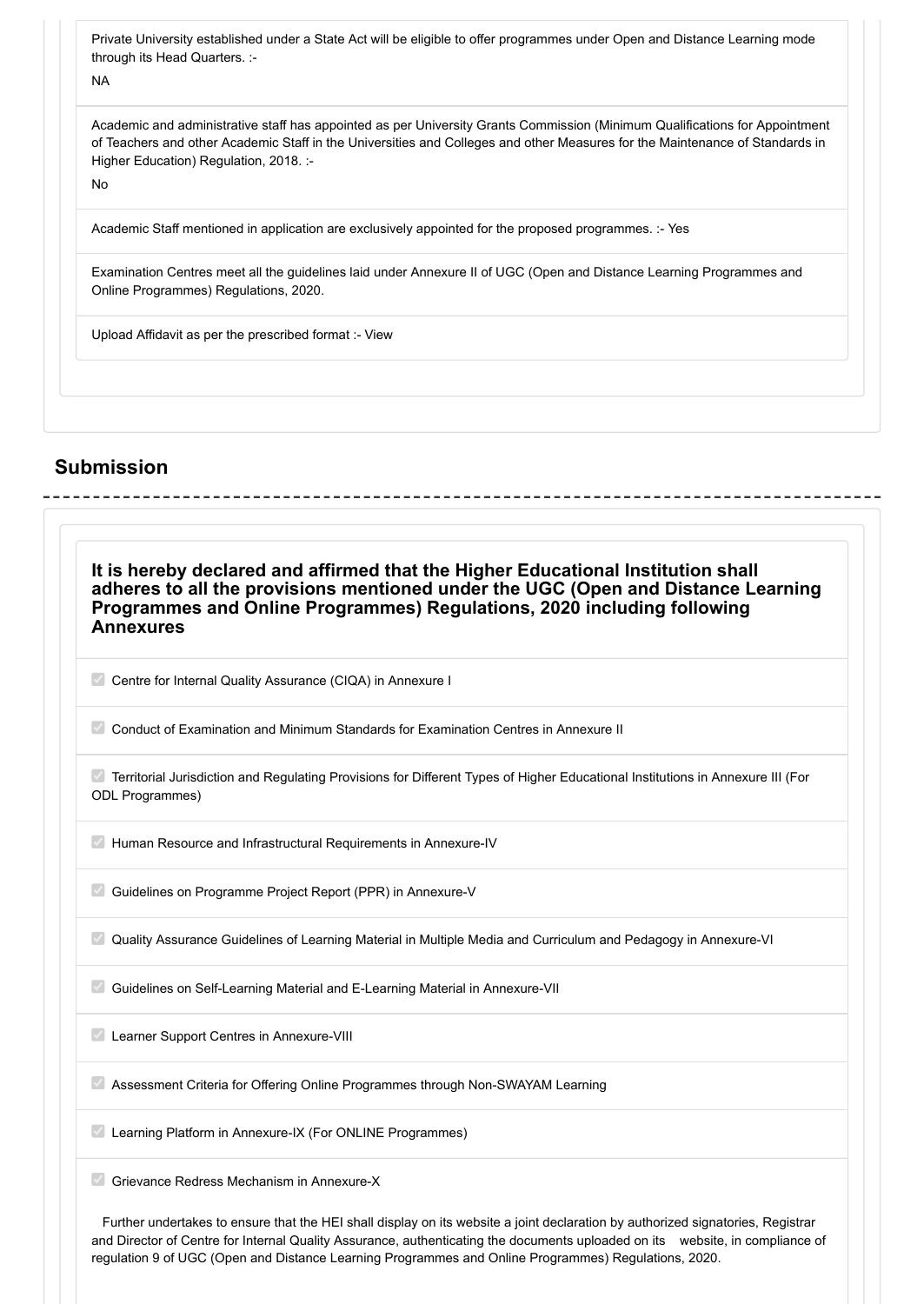Private University established under a State Act will be eligible to offer programmes under Open and Distance Learning mode through its Head Quarters. :-

NA

Academic and administrative staff has appointed as per University Grants Commission (Minimum Qualifications for Appointment of Teachers and other Academic Staff in the Universities and Colleges and other Measures for the Maintenance of Standards in Higher Education) Regulation, 2018. :-

No

Academic Staff mentioned in application are exclusively appointed for the proposed programmes. :- Yes

Examination Centres meet all the guidelines laid under Annexure II of UGC (Open and Distance Learning Programmes and Online Programmes) Regulations, 2020.

Upload Affidavit as per the prescribed format :- View

## Submission

**It is hereby declared and affirmed that the Higher Educational Institution shall adheres to all the provisions mentioned under the UGC (Open and Distance Learning Programmes and Online Programmes) Regulations, 2020 including following Annexures**

- [x] Centre for Internal Quality Assurance (CIQA) in Annexure I
- [x] Conduct of Examination and Minimum Standards for Examination Centres in Annexure II
- [x] Territorial Jurisdiction and Regulating Provisions for Different Types of Higher Educational Institutions in Annexure III (For ODL Programmes)
- [x] Human Resource and Infrastructural Requirements in Annexure-IV
- [x] Guidelines on Programme Project Report (PPR) in Annexure-V
- [x] Quality Assurance Guidelines of Learning Material in Multiple Media and Curriculum and Pedagogy in Annexure-VI
- [x] Guidelines on Self-Learning Material and E-Learning Material in Annexure-VII
- [x] Learner Support Centres in Annexure-VIII
- [x] Assessment Criteria for Offering Online Programmes through Non-SWAYAM Learning
- [x] Learning Platform in Annexure-IX (For ONLINE Programmes)
- [x] Grievance Redress Mechanism in Annexure-X

Further undertakes to ensure that the HEI shall display on its website a joint declaration by authorized signatories, Registrar and Director of Centre for Internal Quality Assurance, authenticating the documents uploaded on its website, in compliance of regulation 9 of UGC (Open and Distance Learning Programmes and Online Programmes) Regulations, 2020.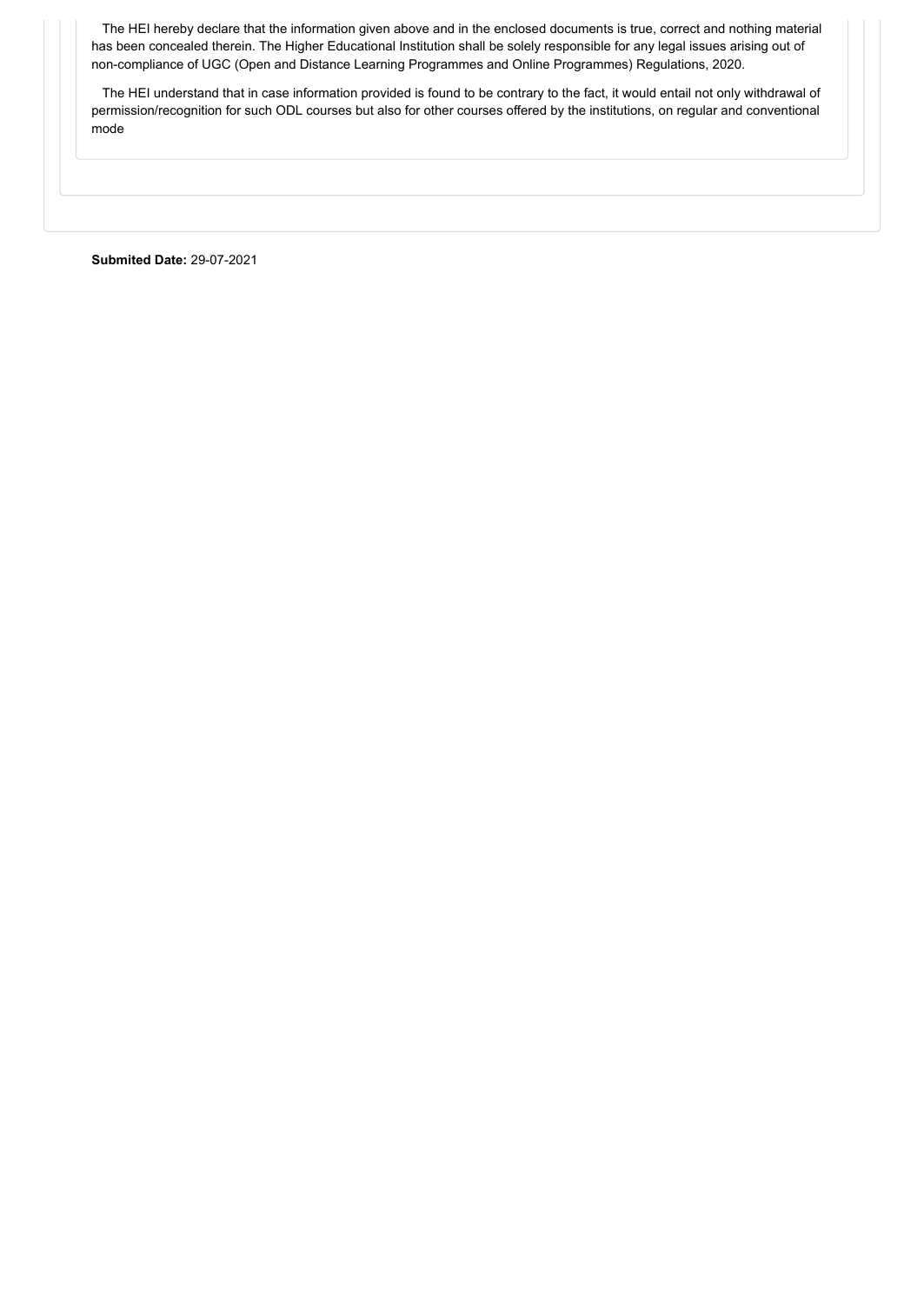The HEI hereby declare that the information given above and in the enclosed documents is true, correct and nothing material has been concealed therein. The Higher Educational Institution shall be solely responsible for any legal issues arising out of non-compliance of UGC (Open and Distance Learning Programmes and Online Programmes) Regulations, 2020.

The HEI understand that in case information provided is found to be contrary to the fact, it would entail not only withdrawal of permission/recognition for such ODL courses but also for other courses offered by the institutions, on regular and conventional mode

**Submited Date:** 29-07-2021